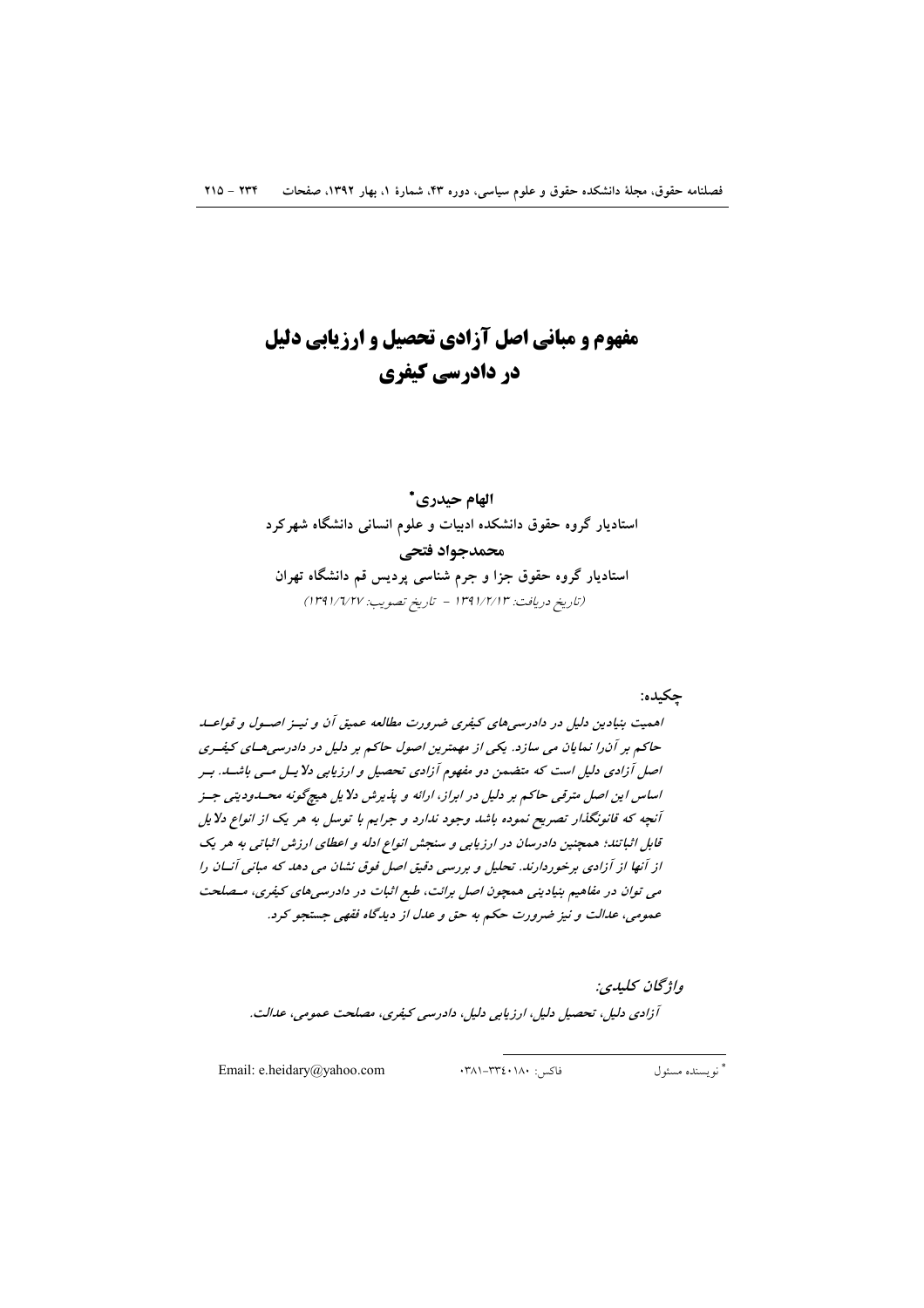# مفهوم و مبانی اصل آزادی تحصیل و ارزیابی دلیل در دادرسی کیفری

**الهام حیدری***

**استادیار گروه حقوق دانشکده ادبیات و علوم انسانی دانشگاه شهرکرد**

**محمدجواد فتحی**

**استادیار گروه حقوق جزا و جرم شناسی پردیس قم دانشگاه تهران**

*(تاریخ دریافت: ۱۳۹۱/۲/۱۳ - تاریخ تصویب: ۱۳۹۱/۶/۲۷)*

**چکیده:**

*اهمیت بنیادین دلیل در دادرسی‌های کیفری ضرورت مطالعه عمیق آن و نیز اصول و قواعد حاکم بر آن‌را نمایان می سازد. یکی از مهمترین اصول حاکم بر دلیل در دادرسی‌های کیفری اصل آزادی دلیل است که متضمن دو مفهوم آزادی تحصیل و ارزیابی دلایل می باشد. بر اساس این اصل مترقی حاکم بر دلیل در ابراز، ارائه و پذیرش دلایل هیچ‌گونه محدودیتی جز آنچه که قانونگذار تصریح نموده باشد وجود ندارد و جرایم با توسل به هر یک از انواع دلایل قابل اثباتند؛ همچنین دادرسان در ارزیابی و سنجش انواع ادله و اعطای ارزش اثباتی به هر یک از آنها از آزادی برخوردارند. تحلیل و بررسی دقیق اصل فوق نشان می دهد که مبانی آنان را می توان در مفاهیم بنیادینی همچون اصل برائت، طبع اثبات در دادرسی‌های کیفری، مصلحت عمومی، عدالت و نیز ضرورت حکم به حق و عدل از دیدگاه فقهی جستجو کرد.*

*واژگان کلیدی:*

*آزادی دلیل، تحصیل دلیل، ارزیابی دلیل، دادرسی کیفری، مصلحت عمومی، عدالت.*

---

* نویسنده مسئول    فاکس: ۰۳۸۱-۳۳۴۰۱۸۰    Email: e.heidary@yahoo.com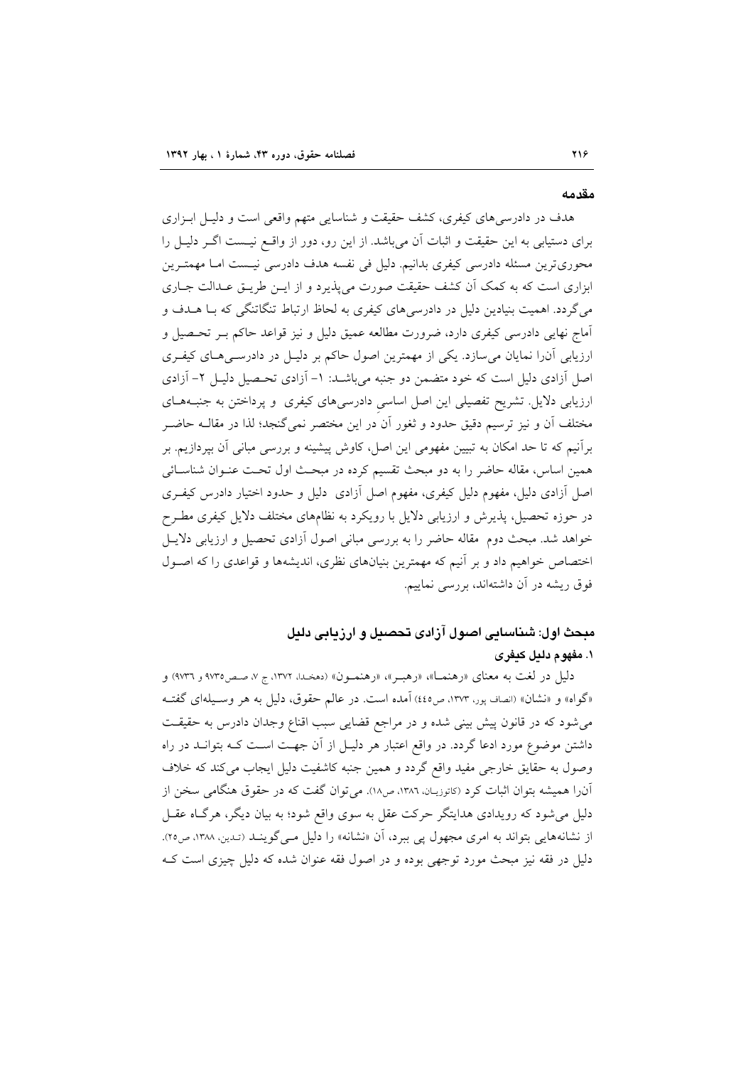## مقدمه

هدف در دادرسی‌های کیفری، کشف حقیقت و شناسایی متهم واقعی است و دلیـل ابـزاری برای دستیابی به این حقیقت و اثبات آن می‌باشد. از این رو، دور از واقـع نیسـت اگـر دلیـل را محوری‌ترین مسئله دادرسی کیفری بدانیم. دلیل فی نفسه هدف دادرسی نیسـت امـا مهمتـرین ابزاری است که به کمک آن کشف حقیقت صورت می‌پذیرد و از ایـن طریـق عـدالت جـاری می‌گردد. اهمیت بنیادین دلیل در دادرسی‌های کیفری به لحاظ ارتباط تنگاتنگی که بـا هـدف و آماج نهایی دادرسی کیفری دارد، ضرورت مطالعه عمیق دلیل و نیز قواعد حاکم بـر تحـصیل و ارزیابی آن‌را نمایان می‌سازد. یکی از مهمترین اصول حاکم بر دلیـل در دادرسـی‌هـای کیفـری اصل آزادی دلیل است که خود متضمن دو جنبه می‌باشـد: ۱- آزادی تحـصیل دلیـل ۲- آزادی ارزیابی دلایل. تشریح تفصیلی این اصل اساسیِ دادرسی‌های کیفری و پرداختن به جنبـه‌هـای مختلف آن و نیز ترسیم دقیق حدود و ثغور آن در این مختصر نمی‌گنجد؛ لذا در مقالـه حاضـر برآنیم که تا حد امکان به تبیین مفهومی این اصل، کاوش پیشینه و بررسی مبانی آن بپردازیم. بر همین اساس، مقاله حاضر را به دو مبحث تقسیم کرده در مبحـث اول تحـت عنـوان شناسـائی اصل آزادی دلیل، مفهوم دلیل کیفری، مفهوم اصل آزادی دلیل و حدود اختیار دادرس کیفـری در حوزه تحصیل، پذیرش و ارزیابی دلایل با رویکرد به نظام‌های مختلف دلایل کیفری مطـرح خواهد شد. مبحث دوم مقاله حاضر را به بررسی مبانی اصول آزادی تحصیل و ارزیابی دلایـل اختصاص خواهیم داد و بر آنیم که مهمترین بنیان‌های نظری، اندیشه‌ها و قواعدی را که اصـول فوق ریشه در آن داشته‌اند، بررسی نماییم.

## مبحث اول: شناسایی اصول آزادی تحصیل و ارزیابی دلیل

### ۱. مفهوم دلیل کیفری

دلیل در لغت به معنای «رهنمـا»، «رهبـر»، «رهنمـون» (دهخـدا، ۱۳۷۲، ج ۷، صـص۹۷۳۵ و ۹۷۳۶) و «گواه» و «نشان» (انصاف پور، ۱۳۷۳، ص۴۴۵) آمده است. در عالم حقوق، دلیل به هر وسـیله‌ای گفتـه می‌شود که در قانون پیش بینی شده و در مراجع قضایی سبب اقناع وجدان دادرس به حقیقـت داشتن موضوع مورد ادعا گردد. در واقع اعتبار هر دلیـل از آن جهـت اسـت کـه بتوانـد در راه وصول به حقایق خارجی مفید واقع گردد و همین جنبه کاشفیت دلیل ایجاب می‌کند که خلاف آن‌را همیشه بتوان اثبات کرد (کاتوزیـان، ۱۳۸۶، ص۱۸). می‌توان گفت که در حقوق هنگامی سخن از دلیل می‌شود که رویدادی هدایتگر حرکت عقل به سوی واقع شود؛ به بیان دیگر، هرگـاه عقـل از نشانه‌هایی بتواند به امری مجهول پی ببرد، آن «نشانه» را دلیل مـی‌گوینـد (تـدین، ۱۳۸۸، ص۲۵). دلیل در فقه نیز مبحث مورد توجهی بوده و در اصول فقه عنوان شده که دلیل چیزی است کـه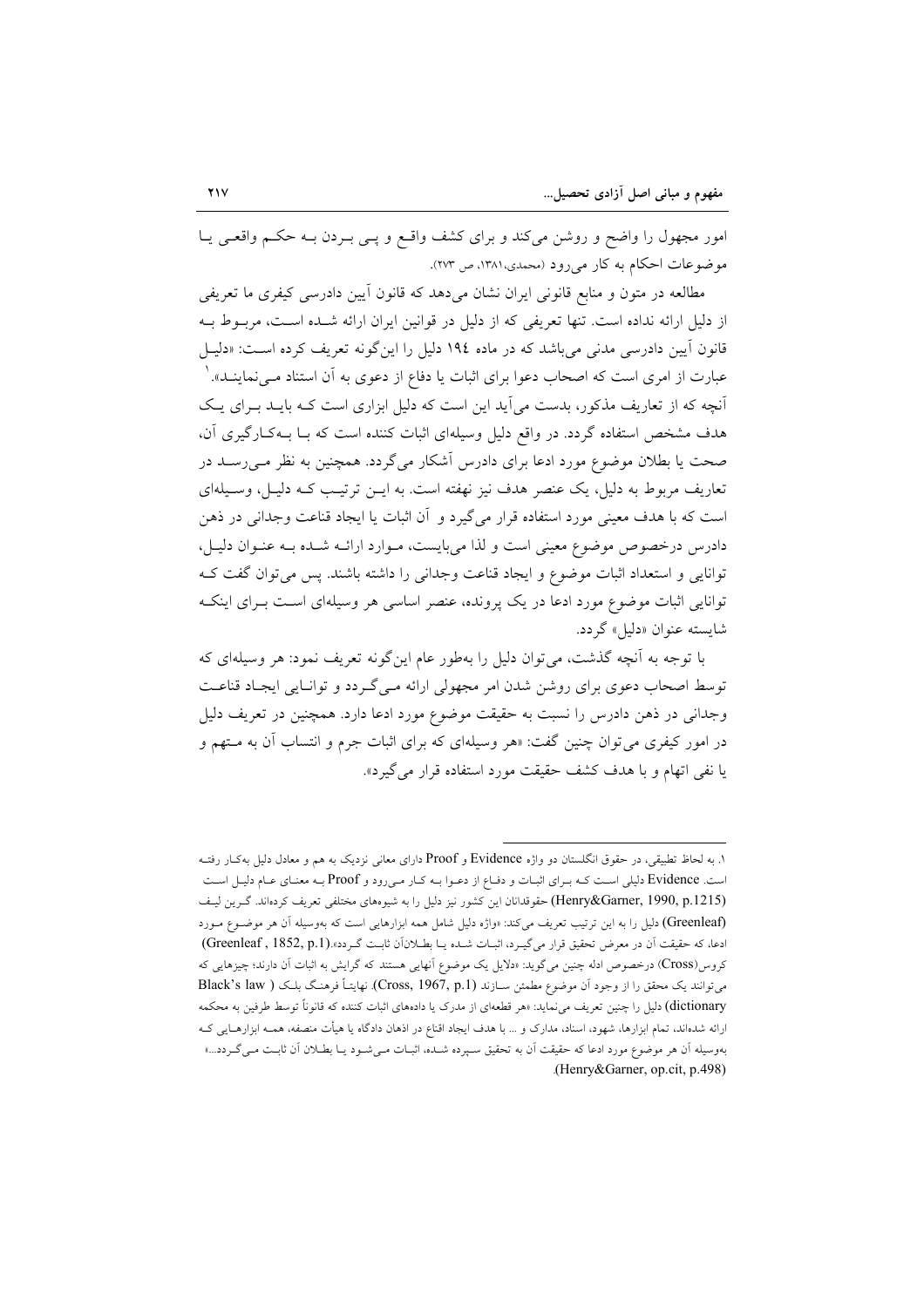امور مجهول را واضح و روشن می‌کند و برای کشف واقع و پی بردن به حکم واقعی یا موضوعات احکام به کار می‌رود (محمدی،۱۳۸۱، ص ۲۷۳).

مطالعه در متون و منابع قانونی ایران نشان می‌دهد که قانون آیین دادرسی کیفری ما تعریفی از دلیل ارائه نداده است. تنها تعریفی که از دلیل در قوانین ایران ارائه شده است، مربوط به قانون آیین دادرسی مدنی می‌باشد که در ماده ۱۹٤ دلیل را این‌گونه تعریف کرده است: «دلیل عبارت از امری است که اصحاب دعوا برای اثبات یا دفاع از دعوی به آن استناد می‌نمایند».[1]
آنچه که از تعاریف مذکور، بدست می‌آید این است که دلیل ابزاری است که باید برای یک هدف مشخص استفاده گردد. در واقع دلیل وسیله‌ای اثبات کننده است که با به‌کارگیری آن، صحت یا بطلان موضوع مورد ادعا برای دادرس آشکار می‌گردد. همچنین به نظر می‌رسد در تعاریف مربوط به دلیل، یک عنصر هدف نیز نهفته است. به این ترتیب که دلیل، وسیله‌ای است که با هدف معینی مورد استفاده قرار می‌گیرد و آن اثبات یا ایجاد قناعت وجدانی در ذهن دادرس درخصوص موضوع معینی است و لذا می‌بایست، موارد ارائه شده به عنوان دلیل، توانایی و استعداد اثبات موضوع و ایجاد قناعت وجدانی را داشته باشند. پس می‌توان گفت که توانایی اثبات موضوع مورد ادعا در یک پرونده، عنصر اساسی هر وسیله‌ای است برای اینکه شایسته عنوان «دلیل» گردد.

با توجه به آنچه گذشت، می‌توان دلیل را به‌طور عام این‌گونه تعریف نمود: هر وسیله‌ای که توسط اصحاب دعوی برای روشن شدن امر مجهولی ارائه می‌گردد و توانایی ایجاد قناعت وجدانی در ذهن دادرس را نسبت به حقیقت موضوع مورد ادعا دارد. همچنین در تعریف دلیل در امور کیفری می‌توان چنین گفت: «هر وسیله‌ای که برای اثبات جرم و انتساب آن به متهم و یا نفی اتهام و با هدف کشف حقیقت مورد استفاده قرار می‌گیرد».

---

۱. به لحاظ تطبیقی، در حقوق انگلستان دو واژه Evidence و Proof دارای معانی نزدیک به هم و معادل دلیل به‌کار رفته است. Evidence دلیلی است که برای اثبات و دفاع از دعوا به کار می‌رود و Proof به معنای عام دلیل است (Henry&Garner, 1990, p.1215) حقوقدانان این کشور نیز دلیل را به شیوه‌های مختلفی تعریف کرده‌اند. گرین لیف (Greenleaf) دلیل را به این ترتیب تعریف می‌کند: «واژه دلیل شامل همه ابزارهایی است که به‌وسیله آن هر موضوع مورد ادعا، که حقیقت آن در معرض تحقیق قرار می‌گیرد، اثبات شده یا بطلان‌آن ثابت گردد».(Greenleaf , 1852, p.1) کروس(Cross) درخصوص ادله چنین می‌گوید: «دلایل یک موضوع آنهایی هستند که گرایش به اثبات آن دارند؛ چیزهایی که می‌توانند یک محقق را از وجود آن موضوع مطمئن سازند (Cross, 1967, p.1). نهایتاً فرهنگ بلک ( Black's law dictionary) دلیل را چنین تعریف می‌نماید: «هر قطعه‌ای از مدرک یا داده‌های اثبات کننده که قانوناً توسط طرفین به محکمه ارائه شده‌اند، تمام ابزارها، شهود، اسناد، مدارک و ... با هدف ایجاد اقناع در اذهان دادگاه یا هیأت منصفه، همه ابزارهایی که به‌وسیله آن هر موضوع مورد ادعا که حقیقت آن به تحقیق سپرده شده، اثبات می‌شود یا بطلان آن ثابت می‌گردد...» (Henry&Garner, op.cit, p.498).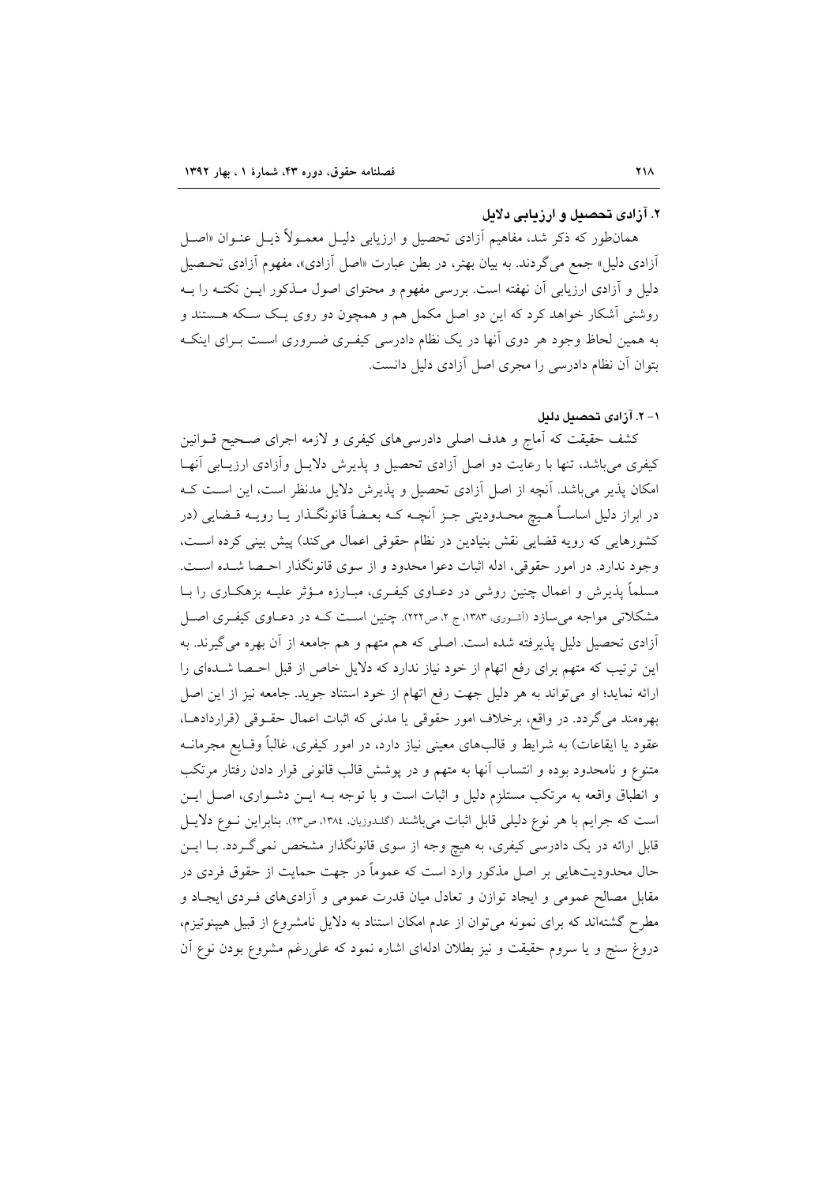## ۲. آزادی تحصیل و ارزیابی دلایل

همان‌طور که ذکر شد، مفاهیم آزادی تحصیل و ارزیابی دلیـل معمـولاً ذیـل عنـوان «اصـل آزادی دلیل» جمع می‌گردند. به بیان بهتر، در بطن عبارت «اصل آزادی»، مفهوم آزادی تحـصیل دلیل و آزادی ارزیابی آن نهفته است. بررسی مفهوم و محتوای اصول مـذکور ایـن نکتـه را بـه روشنی آشکار خواهد کرد که این دو اصل مکمل هم و همچون دو روی یـک سـکه هـستند و به همین لحاظ وجود هر دوی آنها در یک نظام دادرسی کیفـری ضـروری اسـت بـرای اینکـه بتوان آن نظام دادرسی را مجری اصل آزادی دلیل دانست.

### ۱- ۲. آزادی تحصیل دلیل

کشف حقیقت که آماج و هدف اصلی دادرسی‌های کیفری و لازمه اجرای صـحیح قـوانین کیفری می‌باشد، تنها با رعایت دو اصل آزادی تحصیل و پذیرش دلایـل وآزادی ارزیـابی آنهـا امکان پذیر می‌باشد. آنچه از اصل آزادی تحصیل و پذیرش دلایل مدنظر است، این اسـت کـه در ابراز دلیل اساساً هـیچ محـدودیتی جـز آنچـه کـه بعـضاً قانونگـذار یـا رویـه قـضایی (در کشورهایی که رویه قضایی نقش بنیادین در نظام حقوقی اعمال می‌کند) پیش بینی کرده اسـت، وجود ندارد. در امور حقوقی، ادله اثبات دعوا محدود و از سوی قانونگذار احـصا شـده اسـت. مسلماً پذیرش و اعمال چنین روشی در دعـاوی کیفـری، مبـارزه مـؤثر علیـه بزهکـاری را بـا مشکلاتی مواجه می‌سازد (آشوری، ۱۳۸۳، ج ۲، ص۲۲۲). چنین اسـت کـه در دعـاوی کیفـری اصـل آزادی تحصیل دلیل پذیرفته شده است. اصلی که هم متهم و هم جامعه از آن بهره می‌گیرند. به این ترتیب که متهم برای رفع اتهام از خود نیاز ندارد که دلایل خاص از قبل احـصا شـده‌ای را ارائه نماید؛ او می‌تواند به هر دلیل جهت رفع اتهام از خود استناد جوید. جامعه نیز از این اصل بهره‌مند می‌گردد. در واقع، برخلاف امور حقوقی یا مدنی که اثبات اعمال حقـوقی (قراردادهـا، عقود یا ایقاعات) به شرایط و قالب‌های معینی نیاز دارد، در امور کیفری، غالباً وقـایع مجرمانـه متنوع و نامحدود بوده و انتساب آنها به متهم و در پوشش قالب قانونی قرار دادن رفتار مرتکب و انطباق واقعه به مرتکب مستلزم دلیل و اثبات است و با توجه بـه ایـن دشـواری، اصـل ایـن است که جرایم با هر نوع دلیلی قابل اثبات می‌باشند (گلدوزیان، ۱۳۸٤، ص۲۳). بنابراین نـوع دلایـل قابل ارائه در یک دادرسی کیفری، به هیچ وجه از سوی قانونگذار مشخص نمی‌گـردد. بـا ایـن حال محدودیت‌هایی بر اصل مذکور وارد است که عموماً در جهت حمایت از حقوق فردی در مقابل مصالح عمومی و ایجاد توازن و تعادل میان قدرت عمومی و آزادی‌های فـردی ایجـاد و مطرح گشته‌اند که برای نمونه می‌توان از عدم امکان استناد به دلایل نامشروع از قبیل هیپنوتیزم، دروغ سنج و یا سروم حقیقت و نیز بطلان ادله‌ای اشاره نمود که علی‌رغم مشروع بودن نوع آن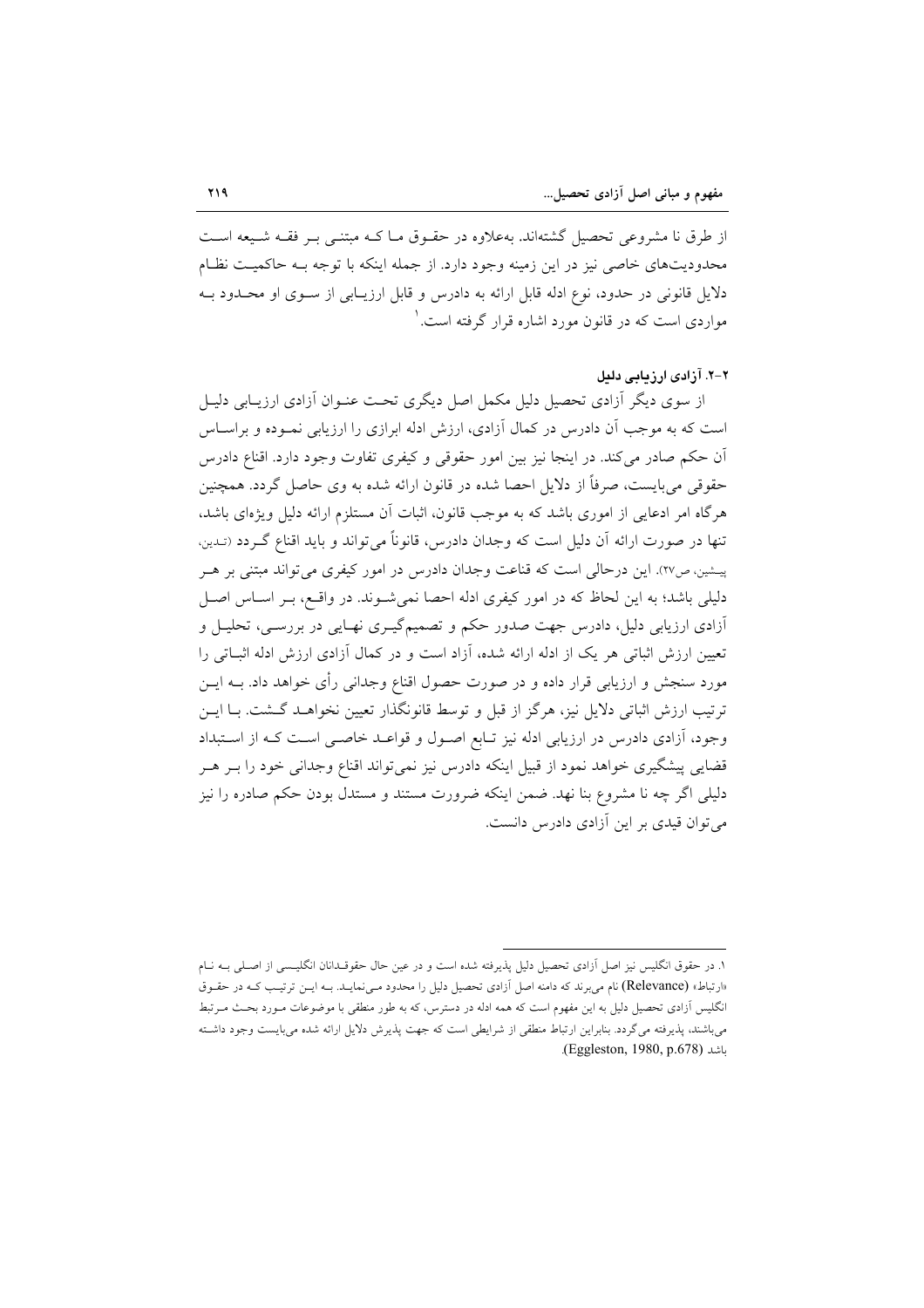از طرق نا مشروعی تحصیل گشته‌اند. به‌علاوه در حقـوق مـا کـه مبتنـی بـر فقـه شـیعه اسـت محدودیت‌های خاصی نیز در این زمینه وجود دارد. از جمله اینکه با توجه بـه حاکمیـت نظـام دلایل قانونی در حدود، نوع ادله قابل ارائه به دادرس و قابل ارزیـابی از سـوی او محـدود بـه مواردی است که در قانون مورد اشاره قرار گرفته است.[1]

### ۲-۲. آزادی ارزیابی دلیل

از سوی دیگر آزادی تحصیل دلیل مکمل اصل دیگری تحت عنـوان آزادی ارزیـابی دلیـل است که به موجب آن دادرس در کمال آزادی، ارزش ادله ابرازی را ارزیابی نمـوده و براسـاس آن حکم صادر می‌کند. در اینجا نیز بین امور حقوقی و کیفری تفاوت وجود دارد. اقناع دادرس حقوقی می‌بایست، صرفاً از دلایل احصا شده در قانون ارائه شده به وی حاصل گردد. همچنین هرگاه امر ادعایی از اموری باشد که به موجب قانون، اثبات آن مستلزم ارائه دلیل ویژه‌ای باشد، تنها در صورت ارائه آن دلیل است که وجدان دادرس، قانوناً می‌تواند و باید اقناع گـردد (تـدین، پیشین، ص۲۷). این درحالی است که قناعت وجدان دادرس در امور کیفری می‌تواند مبتنی بر هـر دلیلی باشد؛ به این لحاظ که در امور کیفری ادله احصا نمی‌شـوند. در واقـع، بـر اسـاس اصـل آزادی ارزیابی دلیل، دادرس جهت صدور حکم و تصمیم‌گیـری نهـایی در بررسـی، تحلیـل و تعیین ارزش اثباتی هر یک از ادله ارائه شده، آزاد است و در کمال آزادی ارزش ادله اثبـاتی را مورد سنجش و ارزیابی قرار داده و در صورت حصول اقناع وجدانی رأی خواهد داد. بـه ایـن ترتیب ارزش اثباتی دلایل نیز، هرگز از قبل و توسط قانونگذار تعیین نخواهـد گـشت. بـا ایـن وجود، آزادی دادرس در ارزیابی ادله نیز تـابع اصـول و قواعـد خاصـی اسـت کـه از اسـتبداد قضایی پیشگیری خواهد نمود از قبیل اینکه دادرس نیز نمی‌تواند اقناع وجدانی خود را بـر هـر دلیلی اگر چه نا مشروع بنا نهد. ضمن اینکه ضرورت مستند و مستدل بودن حکم صادره را نیز می‌توان قیدی بر این آزادی دادرس دانست.

---

[1] در حقوق انگلیس نیز اصل آزادی تحصیل دلیل پذیرفته شده است و در عین حال حقوقـدانان انگلیسـی از اصـلی بـه نـام «ارتباط» (Relevance) نام می‌برند که دامنه اصل آزادی تحصیل دلیل را محدود مـی‌نمایـد. بـه ایـن ترتیـب کـه در حقـوق انگلیس آزادی تحصیل دلیل به این مفهوم است که همه ادله در دسترس، که به طور منطقی با موضوعات مـورد بحـث مـرتبط می‌باشند، پذیرفته می‌گردد. بنابراین ارتباط منطقی از شرایطی است که جهت پذیرش دلایل ارائه شده می‌بایست وجود داشـته باشد (Eggleston, 1980, p.678).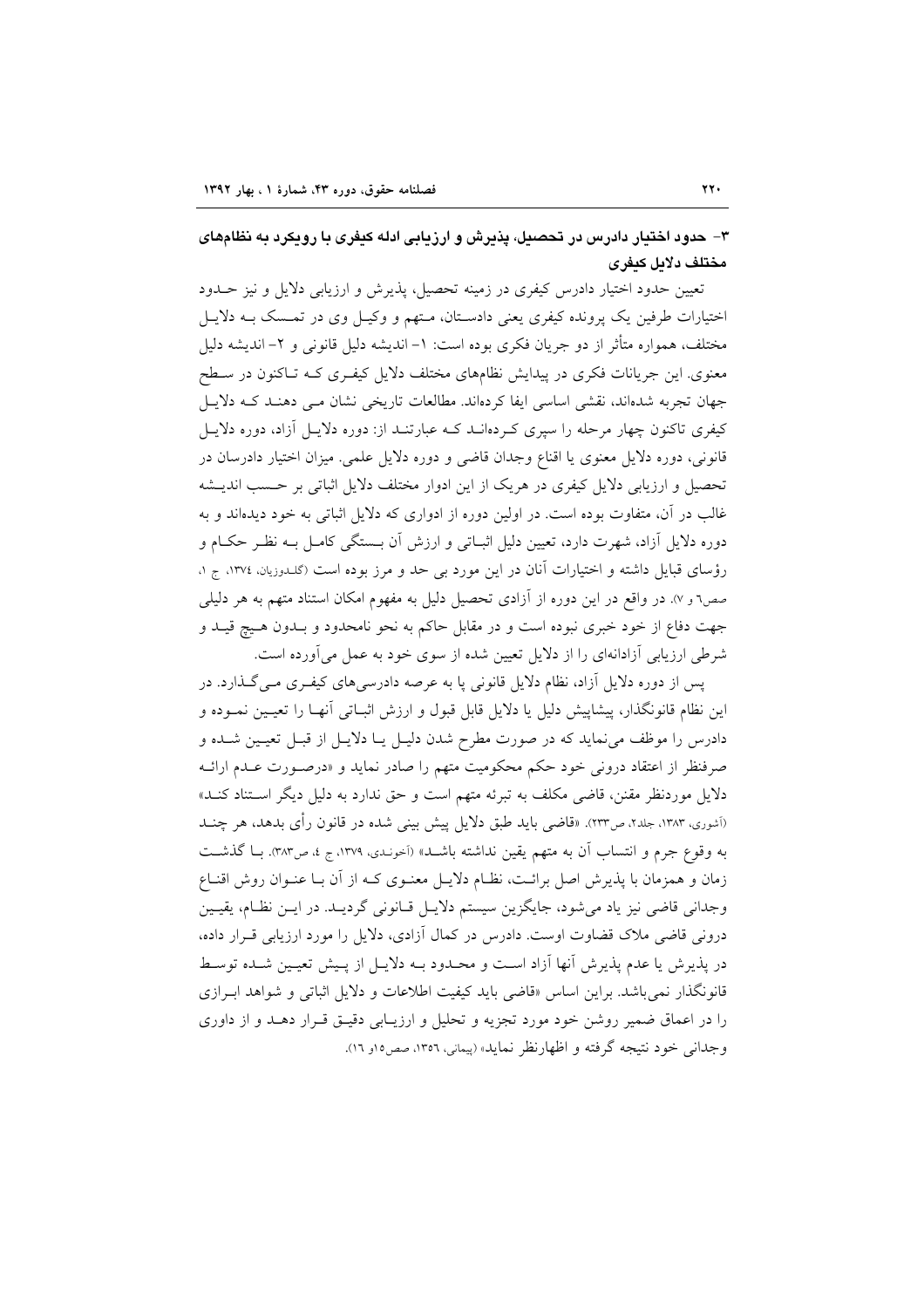### ۳- حدود اختیار دادرس در تحصیل، پذیرش و ارزیابی ادله کیفری با رویکرد به نظام‌های مختلف دلایل کیفری

تعیین حدود اختیار دادرس کیفری در زمینه تحصیل، پذیرش و ارزیابی دلایل و نیز حدود اختیارات طرفین یک پرونده کیفری یعنی دادستان، متهم و وکیل وی در تمسک به دلایل مختلف، همواره متأثر از دو جریان فکری بوده است: ۱- اندیشه دلیل قانونی و ۲- اندیشه دلیل معنوی. این جریانات فکری در پیدایش نظام‌های مختلف دلایل کیفری که تاکنون در سطح جهان تجربه شده‌اند، نقشی اساسی ایفا کرده‌اند. مطالعات تاریخی نشان می دهند که دلایل کیفری تاکنون چهار مرحله را سپری کرده‌اند که عبارتند از: دوره دلایل آزاد، دوره دلایل قانونی، دوره دلایل معنوی یا اقناع وجدان قاضی و دوره دلایل علمی. میزان اختیار دادرسان در تحصیل و ارزیابی دلایل کیفری در هریک از این ادوار مختلف دلایل اثباتی بر حسب اندیشه غالب در آن، متفاوت بوده است. در اولین دوره از ادواری که دلایل اثباتی به خود دیده‌اند و به دوره دلایل آزاد، شهرت دارد، تعیین دلیل اثباتی و ارزش آن بستگی کامل به نظر حکام و رؤسای قبایل داشته و اختیارات آنان در این مورد بی حد و مرز بوده است (گلدوزیان، ۱۳۷٤، ج ۱، صص٦ و ۷). در واقع در این دوره از آزادی تحصیل دلیل به مفهوم امکان استناد متهم به هر دلیلی جهت دفاع از خود خبری نبوده است و در مقابل حاکم به نحو نامحدود و بدون هیچ قید و شرطی ارزیابی آزادانه‌ای را از دلایل تعیین شده از سوی خود به عمل می‌آورده است.

پس از دوره دلایل آزاد، نظام دلایل قانونی پا به عرصه دادرسی‌های کیفری می‌گذارد. در این نظام قانونگذار، پیشاپیش دلیل یا دلایل قابل قبول و ارزش اثباتی آنها را تعیین نموده و دادرس را موظف می‌نماید که در صورت مطرح شدن دلیل یا دلایل از قبل تعیین شده و صرفنظر از اعتقاد درونی خود حکم محکومیت متهم را صادر نماید و «درصورت عدم ارائه دلایل موردنظر مقنن، قاضی مکلف به تبرئه متهم است و حق ندارد به دلیل دیگر استناد کند» (آشوری، ۱۳۸۳، جلد۲، ص۲۲۳). «قاضی باید طبق دلایل پیش بینی شده در قانون رأی بدهد، هر چند به وقوع جرم و انتساب آن به متهم یقین نداشته باشد» (آخوندی، ۱۳۷۹، ج ٤، ص۳۸۳). با گذشت زمان و همزمان با پذیرش اصل برائت، نظام دلایل معنوی که از آن با عنوان روش اقناع وجدانی قاضی نیز یاد می‌شود، جایگزین سیستم دلایل قانونی گردید. در این نظام، یقین درونی قاضی ملاک قضاوت اوست. دادرس در کمال آزادی، دلایل را مورد ارزیابی قرار داده، در پذیرش یا عدم پذیرش آنها آزاد است و محدود به دلایل از پیش تعیین شده توسط قانونگذار نمی‌باشد. براین اساس «قاضی باید کیفیت اطلاعات و دلایل اثباتی و شواهد ابرازی را در اعماق ضمیر روشن خود مورد تجزیه و تحلیل و ارزیابی دقیق قرار دهد و از داوری وجدانی خود نتیجه گرفته و اظهارنظر نماید» (پیمانی، ۱۳۵٦، صص۱۵و ۱٦).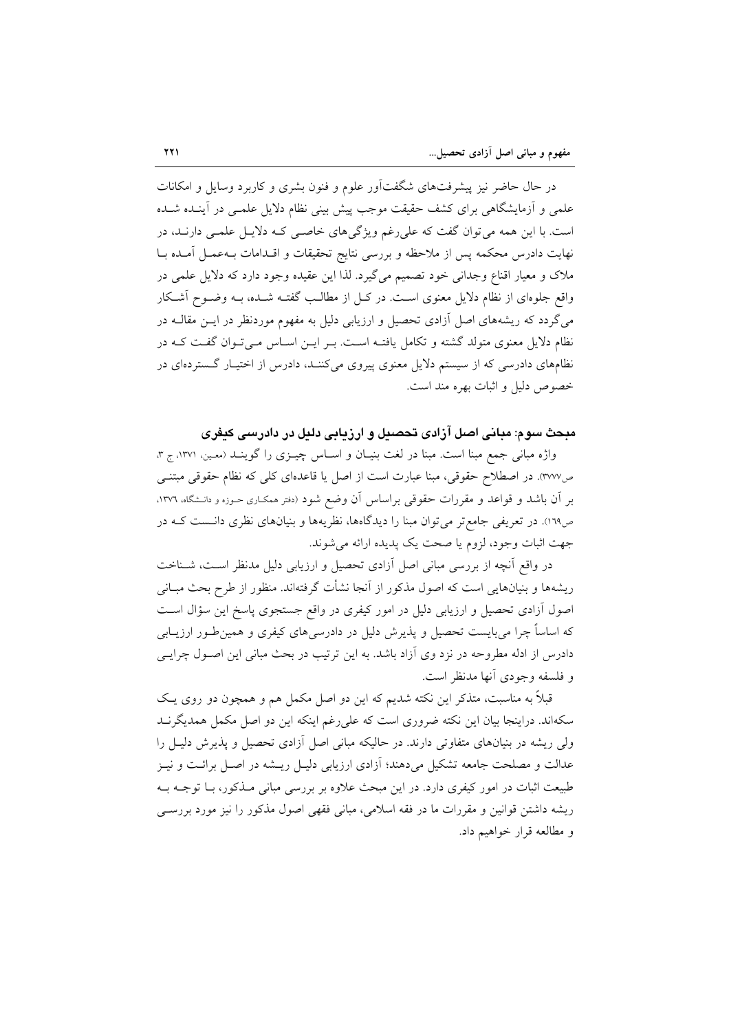در حال حاضر نیز پیشرفت‌های شگفت‌آور علوم و فنون بشری و کاربرد وسایل و امکانات علمی و آزمایشگاهی برای کشف حقیقت موجب پیش بینی نظام دلایل علمی در آینده شده است. با این همه می‌توان گفت که علی‌رغم ویژگی‌های خاصی که دلایل علمی دارند، در نهایت دادرس محکمه پس از ملاحظه و بررسی نتایج تحقیقات و اقدامات به‌عمل آمده با ملاک و معیار اقناع وجدانی خود تصمیم می‌گیرد. لذا این عقیده وجود دارد که دلایل علمی در واقع جلوه‌ای از نظام دلایل معنوی است. در کل از مطالب گفته شده، به وضوح آشکار می‌گردد که ریشه‌های اصل آزادی تحصیل و ارزیابی دلیل به مفهوم موردنظر در این مقاله در نظام دلایل معنوی متولد گشته و تکامل یافته است. بر این اساس می‌توان گفت که در نظام‌های دادرسی که از سیستم دلایل معنوی پیروی می‌کنند، دادرس از اختیار گسترده‌ای در خصوص دلیل و اثبات بهره مند است.

### مبحث سوم: مبانی اصل آزادی تحصیل و ارزیابی دلیل در دادرسی کیفری

واژه مبانی جمع مبنا است. مبنا در لغت بنیان و اساس چیزی را گویند (معین، ۱۳۷۱، ج ۳، ص۳۷۷۷). در اصطلاح حقوقی، مبنا عبارت است از اصل یا قاعده‌ای کلی که نظام حقوقی مبتنی بر آن باشد و قواعد و مقررات حقوقی براساس آن وضع شود (دفتر همکاری حوزه و دانشگاه، ۱۳۷۶، ص۱۶۹). در تعریفی جامع‌تر می‌توان مبنا را دیدگاه‌ها، نظریه‌ها و بنیان‌های نظری دانست که در جهت اثبات وجود، لزوم یا صحت یک پدیده ارائه می‌شوند.

در واقع آنچه از بررسی مبانی اصل آزادی تحصیل و ارزیابی دلیل مدنظر است، شناخت ریشه‌ها و بنیان‌هایی است که اصول مذکور از آنجا نشأت گرفته‌اند. منظور از طرح بحث مبانی اصول آزادی تحصیل و ارزیابی دلیل در امور کیفری در واقع جستجوی پاسخ این سؤال است که اساساً چرا می‌بایست تحصیل و پذیرش دلیل در دادرسی‌های کیفری و همین‌طور ارزیابی دادرس از ادله مطروحه در نزد وی آزاد باشد. به این ترتیب در بحث مبانی این اصول چرایی و فلسفه وجودی آنها مدنظر است.

قبلاً به مناسبت، متذکر این نکته شدیم که این دو اصل مکمل هم و همچون دو روی یک سکه‌اند. دراینجا بیان این نکته ضروری است که علی‌رغم اینکه این دو اصل مکمل همدیگرند ولی ریشه در بنیان‌های متفاوتی دارند. در حالیکه مبانی اصل آزادی تحصیل و پذیرش دلیل را عدالت و مصلحت جامعه تشکیل می‌دهند؛ آزادی ارزیابی دلیل ریشه در اصل برائت و نیز طبیعت اثبات در امور کیفری دارد. در این مبحث علاوه بر بررسی مبانی مذکور، با توجه به ریشه داشتن قوانین و مقررات ما در فقه اسلامی، مبانی فقهی اصول مذکور را نیز مورد بررسی و مطالعه قرار خواهیم داد.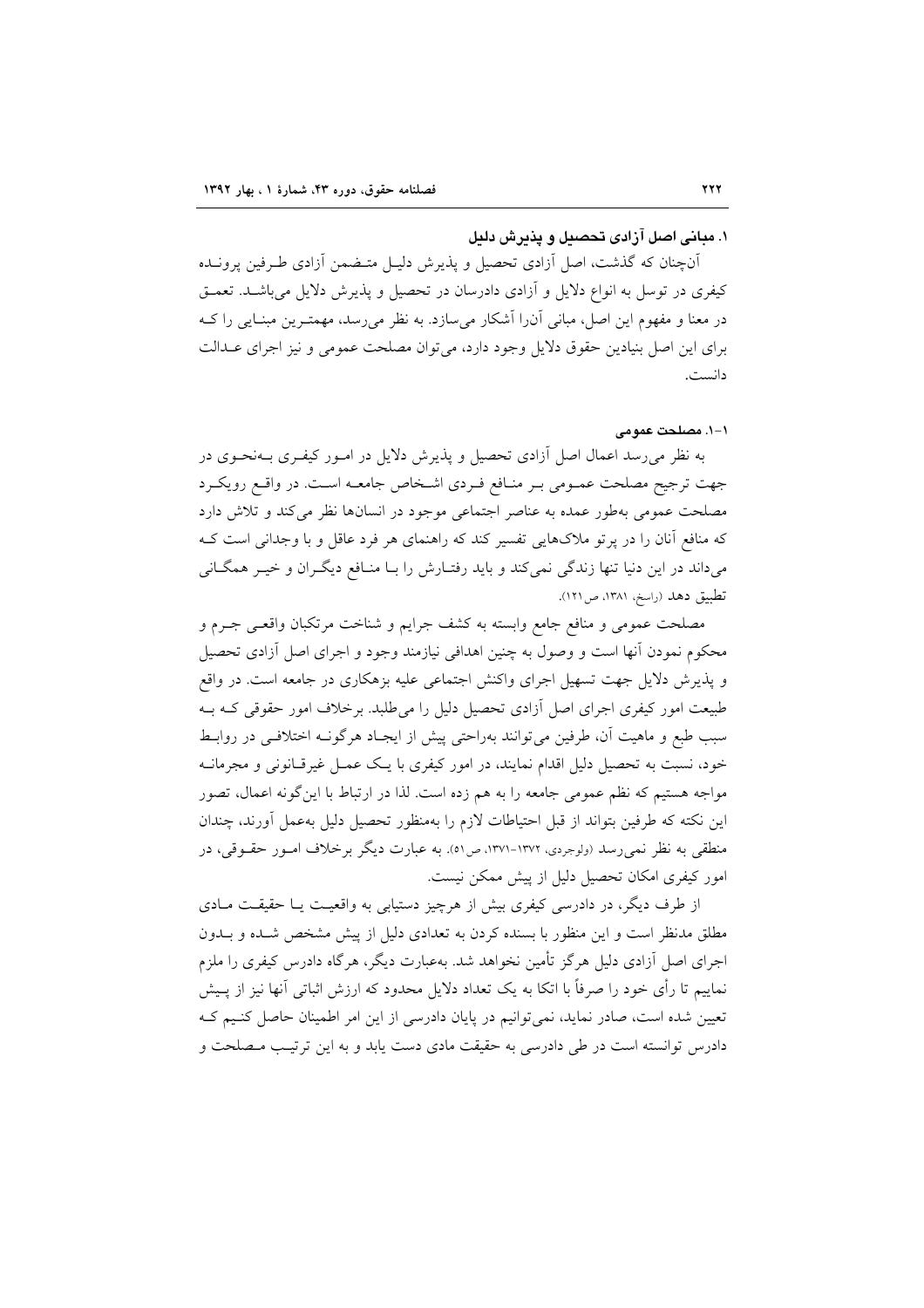## ۱. مبانی اصل آزادی تحصیل و پذیرش دلیل

آن‌چنان که گذشت، اصل آزادی تحصیل و پذیرش دلیل متضمن آزادی طرفین پرونده کیفری در توسل به انواع دلایل و آزادی دادرسان در تحصیل و پذیرش دلایل می‌باشد. تعمق در معنا و مفهوم این اصل، مبانی آن‌را آشکار می‌سازد. به نظر می‌رسد، مهمترین مبنایی را که برای این اصل بنیادین حقوق دلایل وجود دارد، می‌توان مصلحت عمومی و نیز اجرای عدالت دانست.

### ۱-۱. مصلحت عمومی

به نظر می‌رسد اعمال اصل آزادی تحصیل و پذیرش دلایل در امور کیفری به‌نحوی در جهت ترجیح مصلحت عمومی بر منافع فردی اشخاص جامعه است. در واقع رویکرد مصلحت عمومی به‌طور عمده به عناصر اجتماعی موجود در انسان‌ها نظر می‌کند و تلاش دارد که منافع آنان را در پرتو ملاک‌هایی تفسیر کند که راهنمای هر فرد عاقل و با وجدانی است که می‌داند در این دنیا تنها زندگی نمی‌کند و باید رفتارش را با منافع دیگران و خیر همگانی تطبیق دهد (راسخ، ۱۳۸۱، ص۱۲۱).

مصلحت عمومی و منافع جامع وابسته به کشف جرایم و شناخت مرتکبان واقعی جرم و محکوم نمودن آنها است و وصول به چنین اهدافی نیازمند وجود و اجرای اصل آزادی تحصیل و پذیرش دلایل جهت تسهیل اجرای واکنش اجتماعی علیه بزهکاری در جامعه است. در واقع طبیعت امور کیفری اجرای اصل آزادی تحصیل دلیل را می‌طلبد. برخلاف امور حقوقی که به سبب طبع و ماهیت آن، طرفین می‌توانند به‌راحتی پیش از ایجاد هرگونه اختلافی در روابط خود، نسبت به تحصیل دلیل اقدام نمایند، در امور کیفری با یک عمل غیرقانونی و مجرمانه مواجه هستیم که نظم عمومی جامعه را به هم زده است. لذا در ارتباط با این‌گونه اعمال، تصور این نکته که طرفین بتواند از قبل احتیاطات لازم را به‌منظور تحصیل دلیل به‌عمل آورند، چندان منطقی به نظر نمی‌رسد (ولوجردی، ۱۳۷۲-۱۳۷۱، ص۵۱). به عبارت دیگر برخلاف امور حقوقی، در امور کیفری امکان تحصیل دلیل از پیش ممکن نیست.

از طرف دیگر، در دادرسی کیفری بیش از هرچیز دستیابی به واقعیت یا حقیقت مادی مطلق مدنظر است و این منظور با بسنده کردن به تعدادی دلیل از پیش مشخص شده و بدون اجرای اصل آزادی دلیل هرگز تأمین نخواهد شد. به‌عبارت دیگر، هرگاه دادرس کیفری را ملزم نماییم تا رأی خود را صرفاً با اتکا به یک تعداد دلایل محدود که ارزش اثباتی آنها نیز از پیش تعیین شده است، صادر نماید، نمی‌توانیم در پایان دادرسی از این امر اطمینان حاصل کنیم که دادرس توانسته است در طی دادرسی به حقیقت مادی دست یابد و به این ترتیب مصلحت و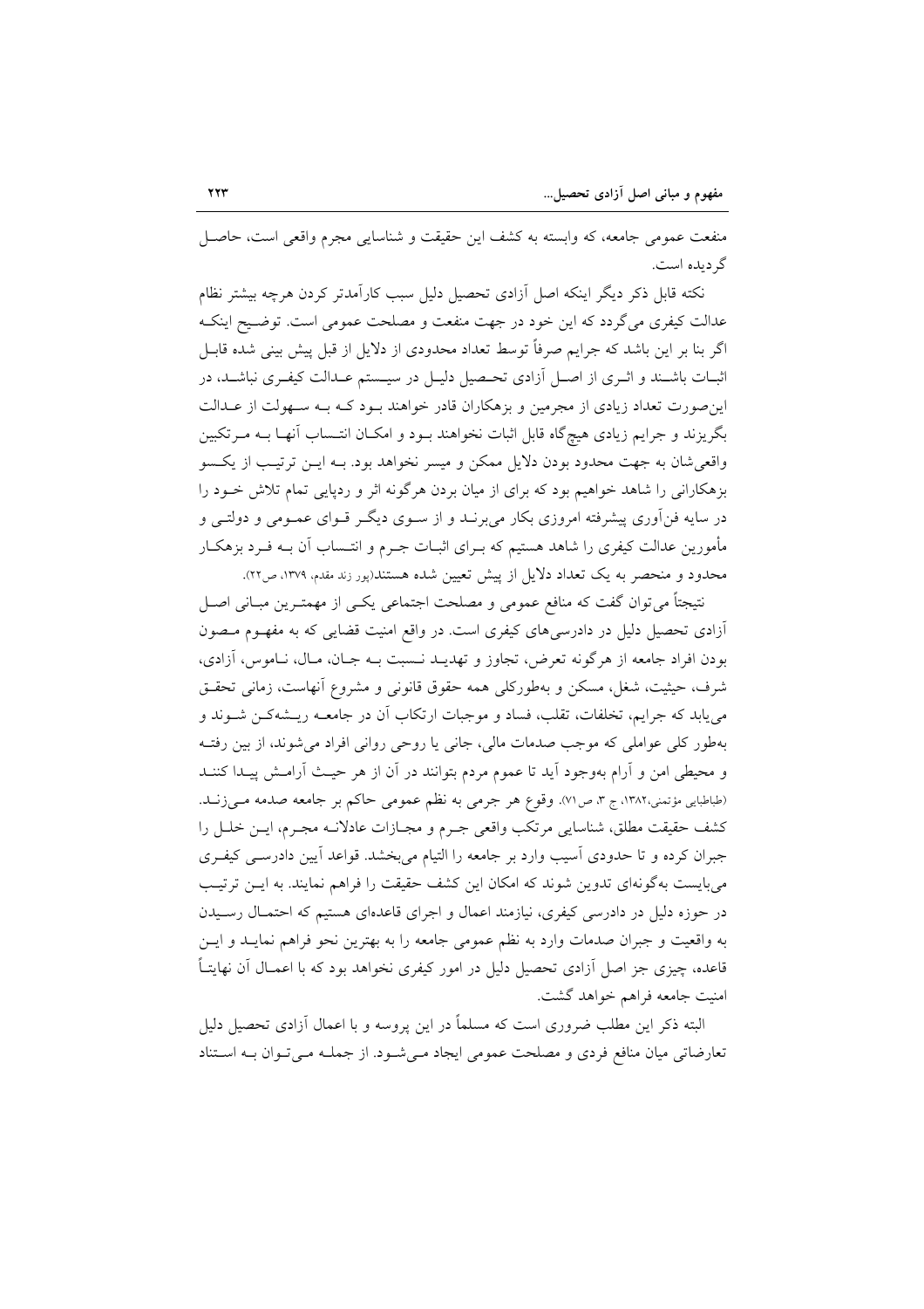منفعت عمومی جامعه، که وابسته به کشف این حقیقت و شناسایی مجرم واقعی است، حاصل گردیده است.

نکته قابل ذکر دیگر اینکه اصل آزادی تحصیل دلیل سبب کارآمدتر کردن هرچه بیشتر نظام عدالت کیفری می‌گردد که این خود در جهت منفعت و مصلحت عمومی است. توضیح اینکه اگر بنا بر این باشد که جرایم صرفاً توسط تعداد محدودی از دلایل از قبل پیش بینی شده قابل اثبات باشند و اثری از اصل آزادی تحصیل دلیل در سیستم عدالت کیفری نباشد، در این‌صورت تعداد زیادی از مجرمین و بزهکاران قادر خواهند بود که به سهولت از عدالت بگریزند و جرایم زیادی هیچ‌گاه قابل اثبات نخواهند بود و امکان انتساب آنها به مرتکبین واقعی‌شان به جهت محدود بودن دلایل ممکن و میسر نخواهد بود. به این ترتیب از یکسو بزهکارانی را شاهد خواهیم بود که برای از میان بردن هرگونه اثر و ردپایی تمام تلاش خود را در سایه فن‌آوری پیشرفته امروزی بکار می‌برند و از سوی دیگر قوای عمومی و دولتی و مأمورین عدالت کیفری را شاهد هستیم که برای اثبات جرم و انتساب آن به فرد بزهکار محدود و منحصر به یک تعداد دلایل از پیش تعیین شده هستند(پور زند مقدم، ۱۳۷۹، ص۲۲).

نتیجتاً می‌توان گفت که منافع عمومی و مصلحت اجتماعی یکی از مهمترین مبانی اصل آزادی تحصیل دلیل در دادرسی‌های کیفری است. در واقع امنیت قضایی که به مفهوم مصون بودن افراد جامعه از هرگونه تعرض، تجاوز و تهدید نسبت به جان، مال، ناموس، آزادی، شرف، حیثیت، شغل، مسکن و به‌طورکلی همه حقوق قانونی و مشروع آنهاست، زمانی تحقق می‌یابد که جرایم، تخلفات، تقلب، فساد و موجبات ارتکاب آن در جامعه ریشه‌کن شوند و به‌طور کلی عواملی که موجب صدمات مالی، جانی یا روحی روانی افراد می‌شوند، از بین رفته و محیطی امن و آرام به‌وجود آید تا عموم مردم بتوانند در آن از هر حیث آرامش پیدا کنند (طباطبایی مؤتمنی،۱۳۸۲، ج ۳، ص۷۱). وقوع هر جرمی به نظم عمومی حاکم بر جامعه صدمه می‌زند. کشف حقیقت مطلق، شناسایی مرتکب واقعی جرم و مجازات عادلانه مجرم، این خلل را جبران کرده و تا حدودی آسیب وارد بر جامعه را التیام می‌بخشد. قواعد آیین دادرسی کیفری می‌بایست به‌گونه‌ای تدوین شوند که امکان این کشف حقیقت را فراهم نمایند. به این ترتیب در حوزه دلیل در دادرسی کیفری، نیازمند اعمال و اجرای قاعده‌ای هستیم که احتمال رسیدن به واقعیت و جبران صدمات وارد به نظم عمومی جامعه را به بهترین نحو فراهم نماید و این قاعده، چیزی جز اصل آزادی تحصیل دلیل در امور کیفری نخواهد بود که با اعمال آن نهایتاً امنیت جامعه فراهم خواهد گشت.

البته ذکر این مطلب ضروری است که مسلماً در این پروسه و با اعمال آزادی تحصیل دلیل تعارضاتی میان منافع فردی و مصلحت عمومی ایجاد می‌شود. از جمله می‌توان به استناد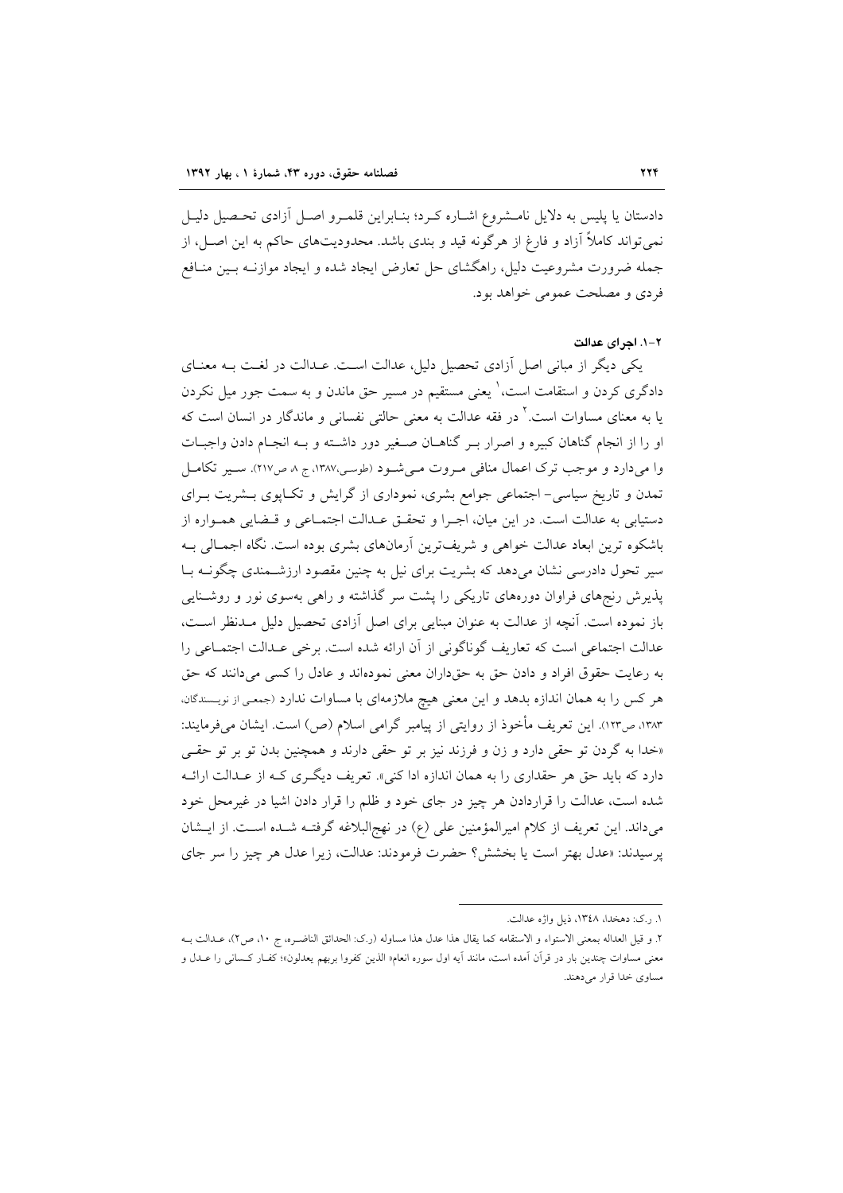دادستان یا پلیس به دلایل نامشروع اشاره کرد؛ بنابراین قلمرو اصل آزادی تحصیل دلیل نمی‌تواند کاملاً آزاد و فارغ از هرگونه قید و بندی باشد. محدودیت‌های حاکم به این اصل، از جمله ضرورت مشروعیت دلیل، راهگشای حل تعارض ایجاد شده و ایجاد موازنه بین منافع فردی و مصلحت عمومی خواهد بود.

### ۲-۱. اجرای عدالت

یکی دیگر از مبانی اصل آزادی تحصیل دلیل، عدالت است. عدالت در لغت به معنای دادگری کردن و استقامت است،[۱] یعنی مستقیم در مسیر حق ماندن و به سمت جور میل نکردن یا به معنای مساوات است.[۲] در فقه عدالت به معنی حالتی نفسانی و ماندگار در انسان است که او را از انجام گناهان کبیره و اصرار بر گناهان صغیر دور داشته و به انجام دادن واجبات وا می‌دارد و موجب ترک اعمال منافی مروت می‌شود (طوسی،۱۳۸۷، ج ۸، ص۲۱۷). سیر تکامل تمدن و تاریخ سیاسی- اجتماعی جوامع بشری، نموداری از گرایش و تکاپوی بشریت برای دستیابی به عدالت است. در این میان، اجرا و تحقق عدالت اجتماعی و قضایی همواره از باشکوه ترین ابعاد عدالت خواهی و شریف‌ترین آرمان‌های بشری بوده است. نگاه اجمالی به سیر تحول دادرسی نشان می‌دهد که بشریت برای نیل به چنین مقصود ارزشمندی چگونه با پذیرش رنج‌های فراوان دوره‌های تاریکی را پشت سر گذاشته و راهی به‌سوی نور و روشنایی باز نموده است. آنچه از عدالت به عنوان مبنایی برای اصل آزادی تحصیل دلیل مدنظر است، عدالت اجتماعی است که تعاریف گوناگونی از آن ارائه شده است. برخی عدالت اجتماعی را به رعایت حقوق افراد و دادن حق به حق‌داران معنی نموده‌اند و عادل را کسی می‌دانند که حق هر کس را به همان اندازه بدهد و این معنی هیچ ملازمه‌ای با مساوات ندارد (جمعی از نویسندگان، ۱۳۸۳، ص۱۲۳). این تعریف مأخوذ از روایتی از پیامبر گرامی اسلام (ص) است. ایشان می‌فرمایند: «خدا به گردن تو حقی دارد و زن و فرزند نیز بر تو حقی دارند و همچنین بدن تو بر تو حقی دارد که باید حق هر حقداری را به همان اندازه ادا کنی». تعریف دیگری که از عدالت ارائه شده است، عدالت را قراردادن هر چیز در جای خود و ظلم را قرار دادن اشیا در غیرمحل خود می‌داند. این تعریف از کلام امیرالمؤمنین علی (ع) در نهج‌البلاغه گرفته شده است. از ایشان پرسیدند: «عدل بهتر است یا بخشش؟ حضرت فرمودند: عدالت، زیرا عدل هر چیز را سر جای

---

۱. ر.ک: دهخدا، ۱۳٤۸، ذیل واژه عدالت.

۲. و قیل العداله بمعنی الاستواء و الاستقامه کما یقال هذا عدل هذا مساوله (ر.ک: الحدائق الناضره، ج ۱۰، ص۲)، عدالت به معنی مساوات چندین بار در قرآن آمده است، مانند آیه اول سوره انعام« الذین کفروا بربهم یعدلون»؛ کفار کسانی را عدل و مساوی خدا قرار می‌دهند.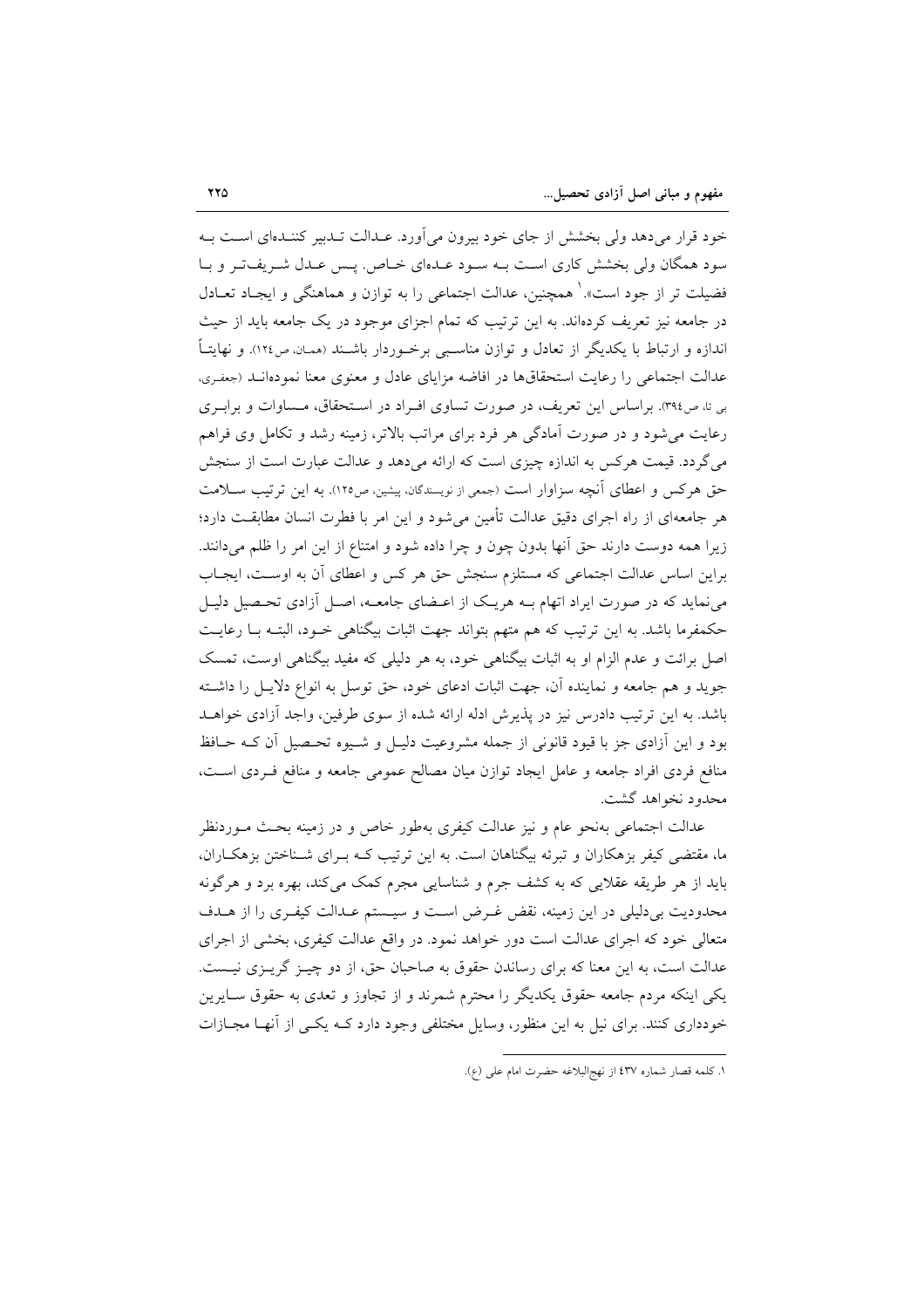خود قرار می‌دهد ولی بخشش از جای خود بیرون می‌آورد. عـدالت تـدبیر کننـده‌ای اسـت بـه سود همگان ولی بخشش کاری اسـت بـه سـود عـده‌ای خـاص. پـس عـدل شـریف‌تـر و بـا فضیلت تر از جود است».[1] همچنین، عدالت اجتماعی را به توازن و هماهنگی و ایجـاد تعـادل در جامعه نیز تعریف کرده‌اند. به این ترتیب که تمام اجزای موجود در یک جامعه باید از حیث اندازه و ارتباط با یکدیگر از تعادل و توازن مناسـبی برخـوردار باشـند (همان، ص۱۲٤). و نهایتاً عدالت اجتماعی را رعایت استحقاق‌ها در افاضه مزایای عادل و معنوی معنا نموده‌انـد (جعفری، بی تا، ص۳۹٤). براساس این تعریف، در صورت تساوی افـراد در اسـتحقاق، مـساوات و برابـری رعایت می‌شود و در صورت آمادگی هر فرد برای مراتب بالاتر، زمینه رشد و تکامل وی فراهم می‌گردد. قیمت هرکس به اندازه چیزی است که ارائه می‌دهد و عدالت عبارت است از سنجش حق هرکس و اعطای آنچه سزاوار است (جمعی از نویسندگان، پیشین، ص۱۲۵). به این ترتیب سـلامت هر جامعه‌ای از راه اجرای دقیق عدالت تأمین می‌شود و این امر با فطرت انسان مطابقـت دارد؛ زیرا همه دوست دارند حق آنها بدون چون و چرا داده شود و امتناع از این امر را ظلم می‌دانند. براین اساس عدالت اجتماعی که مستلزم سنجش حق هر کس و اعطای آن به اوسـت، ایجـاب می‌نماید که در صورت ایراد اتهام بـه هریـک از اعـضای جامعـه، اصـل آزادی تحـصیل دلیـل حکمفرما باشد. به این ترتیب که هم متهم بتواند جهت اثبات بیگناهی خـود، البتـه بـا رعایـت اصل برائت و عدم الزام او به اثبات بیگناهی خود، به هر دلیلی که مفید بیگناهی اوست، تمسک جوید و هم جامعه و نماینده آن، جهت اثبات ادعای خود، حق توسل به انواع دلایـل را داشـته باشد. به این ترتیب دادرس نیز در پذیرش ادله ارائه شده از سوی طرفین، واجد آزادی خواهـد بود و این آزادی جز با قیود قانونی از جمله مشروعیت دلیـل و شـیوه تحـصیل آن کـه حـافظ منافع فردی افراد جامعه و عامل ایجاد توازن میان مصالح عمومی جامعه و منافع فـردی اسـت، محدود نخواهد گشت.

عدالت اجتماعی به‌نحو عام و نیز عدالت کیفری به‌طور خاص و در زمینه بحـث مـوردنظر ما، مقتضی کیفر بزهکاران و تبرئه بیگناهان است. به این ترتیب کـه بـرای شـناختن بزهکـاران، باید از هر طریقه عقلایی که به کشف جرم و شناسایی مجرم کمک می‌کند، بهره برد و هرگونه محدودیت بی‌دلیلی در این زمینه، نقض غـرض اسـت و سیـستم عـدالت کیفـری را از هـدف متعالی خود که اجرای عدالت است دور خواهد نمود. در واقع عدالت کیفری، بخشی از اجرای عدالت است، به این معنا که برای رساندن حقوق به صاحبان حق، از دو چیـز گریـزی نیـست. یکی اینکه مردم جامعه حقوق یکدیگر را محترم شمرند و از تجاوز و تعدی به حقوق سـایرین خودداری کنند. برای نیل به این منظور، وسایل مختلفی وجود دارد کـه یکـی از آنهـا مجـازات

---

[1]. کلمه قصار شماره ٤۳۷ از نهج‌البلاغه حضرت امام علی (ع).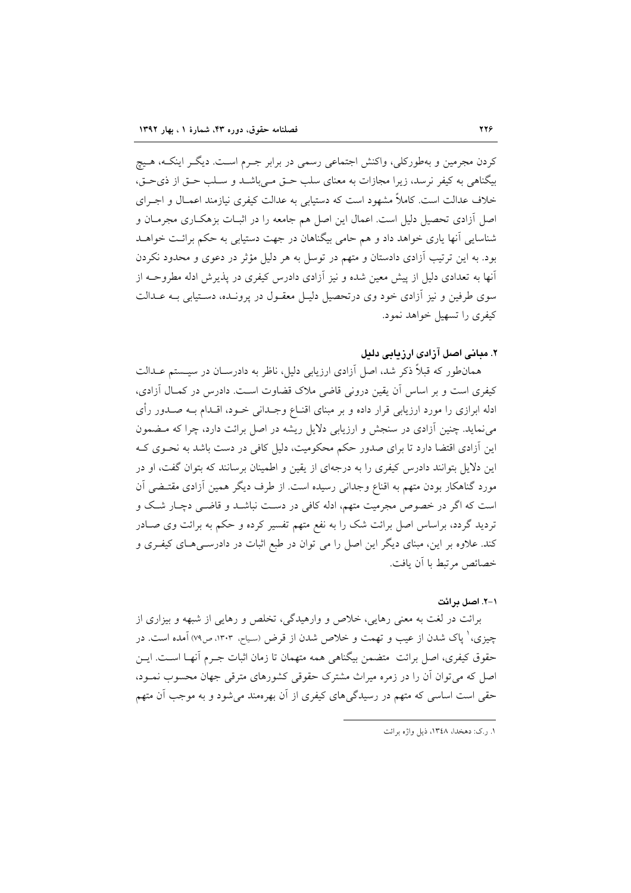کردن مجرمین و به‌طورکلی، واکنش اجتماعی رسمی در برابر جرم است. دیگر اینکه، هیچ بیگناهی به کیفر نرسد، زیرا مجازات به معنای سلب حق می‌باشد و سلب حق از ذی‌حق، خلاف عدالت است. کاملاً مشهود است که دستیابی به عدالت کیفری نیازمند اعمال و اجرای اصل آزادی تحصیل دلیل است. اعمال این اصل هم جامعه را در اثبات بزهکاری مجرمان و شناسایی آنها یاری خواهد داد و هم حامی بیگناهان در جهت دستیابی به حکم برائت خواهد بود. به این ترتیب آزادی دادستان و متهم در توسل به هر دلیل مؤثر در دعوی و محدود نکردن آنها به تعدادی دلیل از پیش معین شده و نیز آزادی دادرس کیفری در پذیرش ادله مطروحه از سوی طرفین و نیز آزادی خود وی درتحصیل دلیل معقول در پرونده، دستیابی به عدالت کیفری را تسهیل خواهد نمود.

### ۲. مبانی اصل آزادی ارزیابی دلیل

همان‌طور که قبلاً ذکر شد، اصل آزادی ارزیابی دلیل، ناظر به دادرسان در سیستم عدالت کیفری است و بر اساس آن یقین درونی قاضی ملاک قضاوت است. دادرس در کمال آزادی، ادله ابرازی را مورد ارزیابی قرار داده و بر مبنای اقناع وجدانی خود، اقدام به صدور رأی می‌نماید. چنین آزادی در سنجش و ارزیابی دلایل ریشه در اصل برائت دارد، چرا که مضمون این آزادی اقتضا دارد تا برای صدور حکم محکومیت، دلیل کافی در دست باشد به نحوی که این دلایل بتوانند دادرس کیفری را به درجه‌ای از یقین و اطمینان برسانند که بتوان گفت، او در مورد گناهکار بودن متهم به اقناع وجدانی رسیده است. از طرف دیگر همین آزادی مقتضی آن است که اگر در خصوص مجرمیت متهم، ادله کافی در دست نباشد و قاضی دچار شک و تردید گردد، براساس اصل برائت شک را به نفع متهم تفسیر کرده و حکم به برائت وی صادر کند. علاوه بر این، مبنای دیگر این اصل را می توان در طبع اثبات در دادرسی‌های کیفری و خصائص مرتبط با آن یافت.

#### ۲-۱. اصل برائت

برائت در لغت به معنی رهایی، خلاص و وارهیدگی، تخلص و رهایی از شبهه و بیزاری از چیزی،[۱] پاک شدن از عیب و تهمت و خلاص شدن از قرض (سیاح، ۱۳۰۳، ص۷۹) آمده است. در حقوق کیفری، اصل برائت متضمن بیگناهی همه متهمان تا زمان اثبات جرم آنها است. این اصل که می‌توان آن را در زمره میراث مشترک حقوقی کشورهای مترقی جهان محسوب نمود، حقی است اساسی که متهم در رسیدگی‌های کیفری از آن بهره‌مند می‌شود و به موجب آن متهم

---

۱. ر.ک: دهخدا، ۱۳٤۸، ذیل واژه برائت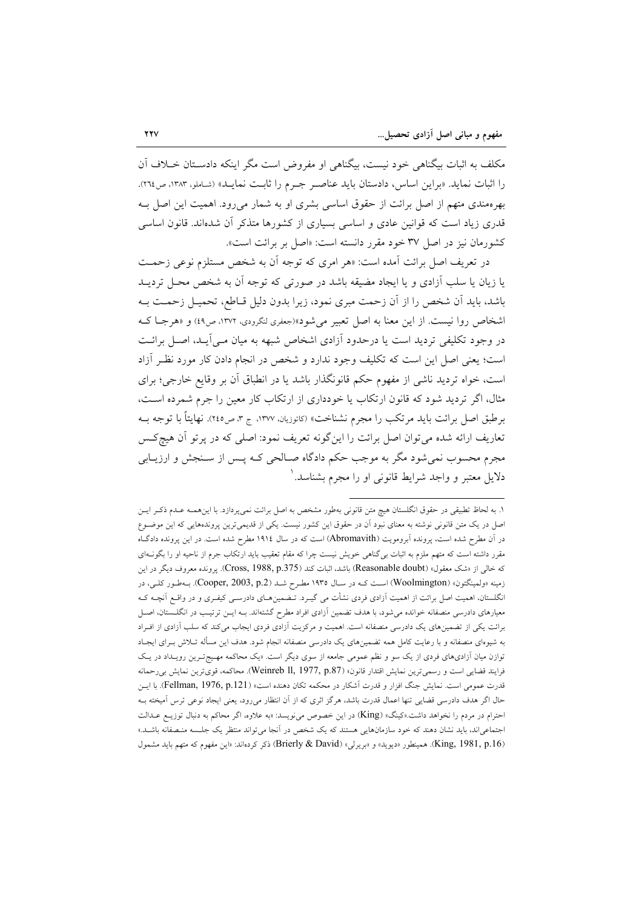مکلف به اثبات بیگناهی خود نیست، بیگناهی او مفروض است مگر اینکه دادستان خلاف آن را اثبات نماید. «براین اساس، دادستان باید عناصر جرم را ثابت نماید» (شاملو، ۱۳۸۳، ص۲٦٤). بهره‌مندی متهم از اصل برائت از حقوق اساسی بشری او به شمار می‌رود. اهمیت این اصل به قدری زیاد است که قوانین عادی و اساسی بسیاری از کشورها متذکر آن شده‌اند. قانون اساسی کشورمان نیز در اصل ۳۷ خود مقرر دانسته است: «اصل بر برائت است».

در تعریف اصل برائت آمده است: «هر امری که توجه آن به شخص مستلزم نوعی زحمت یا زیان یا سلب آزادی و یا ایجاد مضیقه باشد در صورتی که توجه آن به شخص محل تردید باشد، باید آن شخص را از آن زحمت مبری نمود، زیرا بدون دلیل قاطع، تحمیل زحمت به اشخاص روا نیست. از این معنا به اصل تعبیر می‌شود»(جعفری لنگرودی، ۱۳۷۲، ص٤۹) و «هرجا که در وجود تکلیفی تردید است یا درحدود آزادی اشخاص شبهه به میان می‌آید، اصل برائت است؛ یعنی اصل این است که تکلیف وجود ندارد و شخص در انجام دادن کار مورد نظر آزاد است، خواه تردید ناشی از مفهوم حکم قانونگذار باشد یا در انطباق آن بر وقایع خارجی؛ برای مثال، اگر تردید شود که قانون ارتکاب یا خودداری از ارتکاب کار معین را جرم شمرده است، برطبق اصل برائت باید مرتکب را مجرم نشناخت» (کاتوزیان، ۱۳۷۷، ج ۳، ص۲٤٥). نهایتاً با توجه به تعاریف ارائه شده می‌توان اصل برائت را این‌گونه تعریف نمود: اصلی که در پرتو آن هیچ‌کس مجرم محسوب نمی‌شود مگر به موجب حکم دادگاه صالحی که پس از سنجش و ارزیابی دلایل معتبر و واجد شرایط قانونی او را مجرم بشناسد.[1]

---

۱. به لحاظ تطبیقی در حقوق انگلستان هیچ متن قانونی به‌طور مشخص به اصل برائت نمی‌پردازد. با این‌همه عدم ذکر این اصل در یک متن قانونی نوشته به معنای نبود آن در حقوق این کشور نیست. یکی از قدیمی‌ترین پرونده‌هایی که این موضوع در آن مطرح شده است، پرونده آبروموِیت (Abromavith) است که در سال ۱۹۱٤ مطرح شده است. در این پرونده دادگاه مقرر داشته است که متهم ملزم به اثبات بی‌گناهی خویش نیست چرا که مقام تعقیب باید ارتکاب جرم از ناحیه او را بگونه‌ای که خالی از «شک معقول» (Reasonable doubt) باشد، اثبات کند (Cross, 1988, p.375). پرونده معروف دیگر در این زمینه «ولمینگتون» (Woolmington) است که در سال ۱۹۳٥ مطرح شد (Cooper, 2003, p.2). به‌طور کلی، در انگلستان، اهمیت اصل برائت از اهمیت آزادی فردی نشأت می گیرد. تضمین‌های دادرسی کیفری و در واقع آنچه که معیارهای دادرسی منصفانه خوانده می‌شود، با هدف تضمین آزادی افراد مطرح گشته‌اند. به این ترتیب در انگلستان، اصل برائت یکی از تضمین‌های یک دادرسی منصفانه است. اهمیت و مرکزیت آزادی فردی ایجاب می‌کند که سلب آزادی از افراد به شیوه‌ای منصفانه و با رعایت کامل همه تضمین‌های یک دادرسی منصفانه انجام شود. هدف این مسأله تلاش برای ایجاد توازن میان آزادی‌های فردی از یک سو و نظم عمومی جامعه از سوی دیگر است. «یک محاکمه مهیج‌ترین رویداد در یک فرایند قضایی است و رسمی‌ترین نمایش اقتدار قانون» (Weinreb ll, 1977, p.87). محاکمه، قوی‌ترین نمایش بی‌رحمانه قدرت عمومی است. نمایش جنگ افزار و قدرت آشکار در محکمه تکان دهنده است» (Fellman, 1976, p.121). با این حال اگر هدف دادرسی قضایی تنها اعمال قدرت باشد، هرگز اثری که از آن انتظار می‌رود، یعنی ایجاد نوعی ترس آمیخته به احترام در مردم را نخواهد داشت.«کینگ» (King) در این خصوص می‌نویسد: «به علاوه، اگر محاکم به دنبال توزیع عدالت اجتماعی‌اند، باید نشان دهند که خود سازمان‌هایی هستند که یک شخص در آنجا می‌تواند منتظر یک جلسه منصفانه باشد.» (King, 1981, p.16). همینطور «دیوید» و «بریرلی» (Brierly & David) ذکر کرده‌اند: «این مفهوم که متهم باید مشمول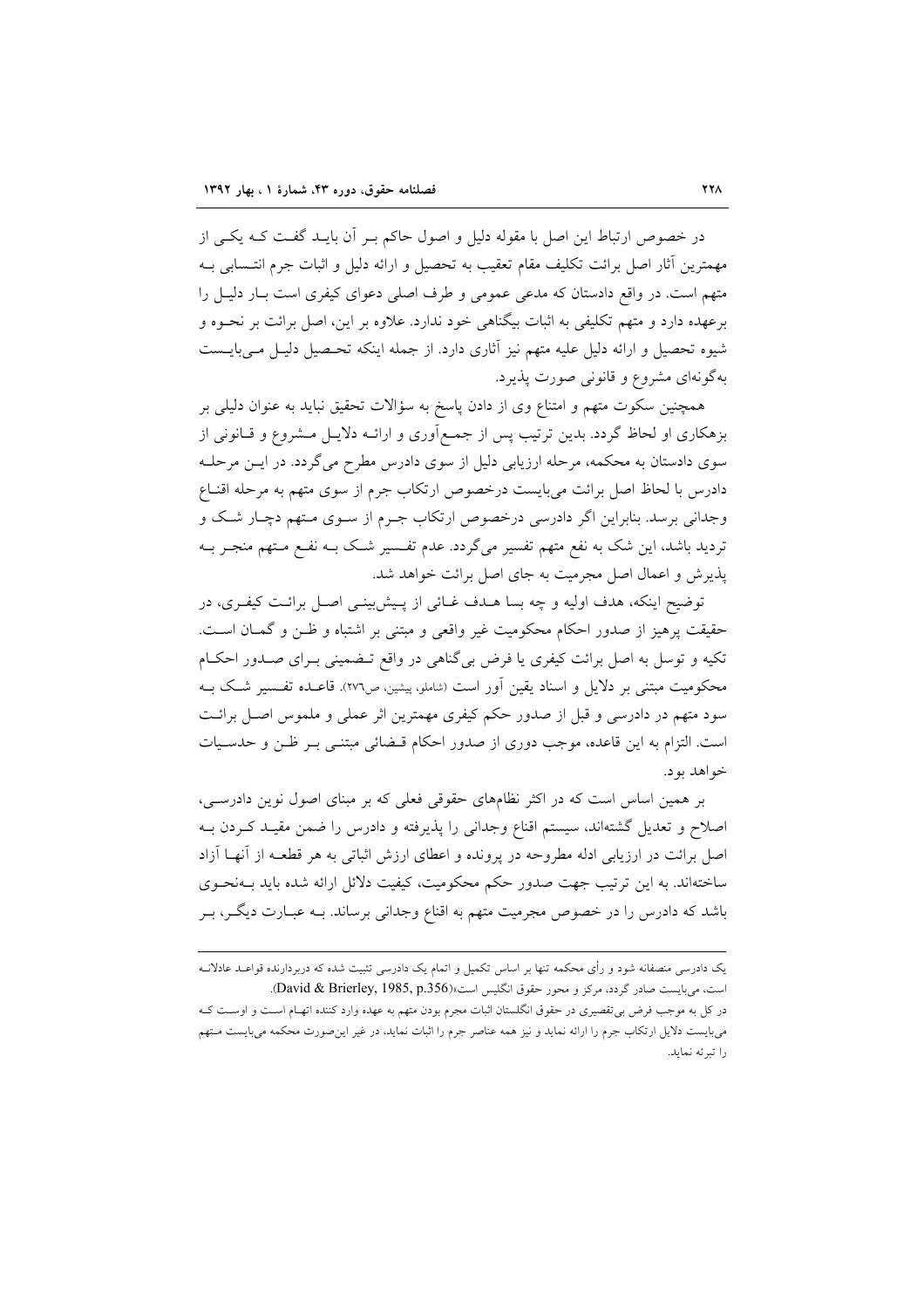در خصوص ارتباط این اصل با مقوله دلیل و اصول حاکم بـر آن بایـد گفـت کـه یکـی از مهمترین آثار اصل برائت تکلیف مقام تعقیب به تحصیل و ارائه دلیل و اثبات جرم انتـسابی بـه متهم است. در واقع دادستان که مدعی عمومی و طرف اصلی دعوای کیفری است بـار دلیـل را برعهده دارد و متهم تکلیفی به اثبات بیگناهی خود ندارد. علاوه بر این، اصل برائت بر نحـوه و شیوه تحصیل و ارائه دلیل علیه متهم نیز آثاری دارد. از جمله اینکه تحـصیل دلیـل مـی‌بایـست به‌گونه‌ای مشروع و قانونی صورت پذیرد.

همچنین سکوت متهم و امتناع وی از دادن پاسخ به سؤالات تحقیق نباید به عنوان دلیلی بر بزهکاری او لحاظ گردد. بدین ترتیب پس از جمـع‌آوری و ارائـه دلایـل مـشروع و قـانونی از سوی دادستان به محکمه، مرحله ارزیابی دلیل از سوی دادرس مطرح می‌گردد. در ایـن مرحلـه دادرس با لحاظ اصل برائت می‌بایست درخصوص ارتکاب جرم از سوی متهم به مرحله اقنـاع وجدانی برسد. بنابراین اگر دادرسی درخصوص ارتکاب جـرم از سـوی مـتهم دچـار شـک و تردید باشد، این شک به نفع متهم تفسیر می‌گردد. عدم تفـسیر شـک بـه نفـع مـتهم منجـر بـه پذیرش و اعمال اصل مجرمیت به جای اصل برائت خواهد شد.

توضیح اینکه، هدف اولیه و چه بسا هـدف غـائی از پـیش‌بینـی اصـل برائـت کیفـری، در حقیقت پرهیز از صدور احکام محکومیت غیر واقعی و مبتنی بر اشتباه و ظـن و گمـان اسـت. تکیه و توسل به اصل برائت کیفری یا فرض بی‌گناهی در واقع تـضمینی بـرای صـدور احکـام محکومیت مبتنی بر دلایل و اسناد یقین آور است (شاملو، پیشین، ص۲۷۶). قاعـده تفـسیر شـک بـه سود متهم در دادرسی و قبل از صدور حکم کیفری مهمترین اثر عملی و ملموس اصـل برائـت است. التزام به این قاعده، موجب دوری از صدور احکام قـضائی مبتنـی بـر ظـن و حدسـیات خواهد بود.

بر همین اساس است که در اکثر نظام‌های حقوقی فعلی که بر مبنای اصول نوین دادرسـی، اصلاح و تعدیل گشته‌اند، سیستم اقناع وجدانی را پذیرفته و دادرس را ضمن مقیـد کـردن بـه اصل برائت در ارزیابی ادله مطروحه در پرونده و اعطای ارزش اثباتی به هر قطعـه از آنهـا آزاد ساخته‌اند. به این ترتیب جهت صدور حکم محکومیت، کیفیت دلائل ارائه شده باید بـه‌نحـوی باشد که دادرس را در خصوص مجرمیت متهم به اقناع وجدانی برساند. بـه عبـارت دیگـر، بـر

---

یک دادرسی منصفانه شود و رأی محکمه تنها بر اساس تکمیل و اتمام یک دادرسی تثبیت شده که دربردارنده قواعـد عادلانـه است، می‌بایست صادر گردد، مرکز و محور حقوق انگلیس است»(David & Brierley, 1985, p.356).

در کل به موجب فرض بی‌تقصیری در حقوق انگلستان اثبات مجرم بودن متهم به عهده وارد کننده اتهـام اسـت و اوسـت کـه می‌بایست دلایل ارتکاب جرم را ارائه نماید و نیز همه عناصر جرم را اثبات نماید، در غیر این‌صورت محکمه می‌بایست مـتهم را تبرئه نماید.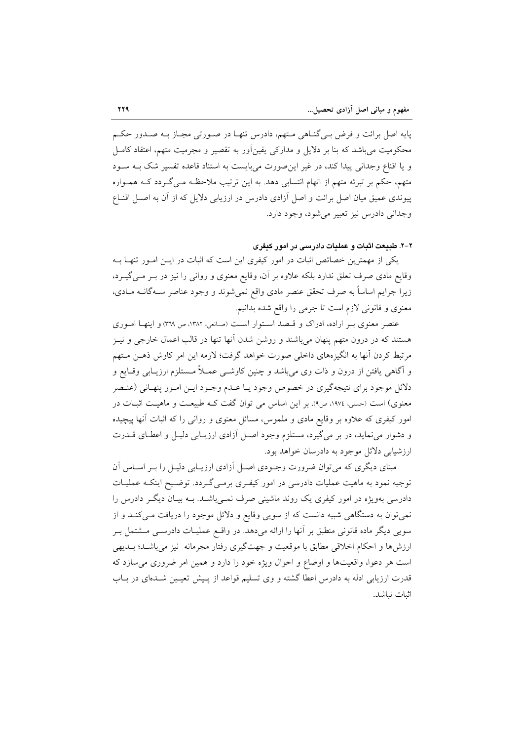پایه اصل برائت و فرض بی‌گناهی متهم، دادرس تنها در صورتی مجاز به صدور حکم محکومیت می‌باشد که بنا بر دلایل و مدارکی یقین‌آور به تقصیر و مجرمیت متهم، اعتقاد کامل و یا اقناع وجدانی پیدا کند، در غیر این‌صورت می‌بایست به استناد قاعده تفسیر شک به سود متهم، حکم بر تبرئه متهم از اتهام انتسابی دهد. به این ترتیب ملاحظه می‌گردد که همواره پیوندی عمیق میان اصل برائت و اصل آزادی دادرس در ارزیابی دلایل که از آن به اصل اقناع وجدانی دادرس نیز تعبیر می‌شود، وجود دارد.

### ۲-۲. طبیعت اثبات و عملیات دادرسی در امور کیفری

یکی از مهمترین خصائص اثبات در امور کیفری این است که اثبات در این امور تنها به وقایع مادی صرف تعلق ندارد بلکه علاوه بر آن، وقایع معنوی و روانی را نیز در بر می‌گیرد، زیرا جرایم اساساً به صرف تحقق عنصر مادی واقع نمی‌شوند و وجود عناصر سه‌گانه مادی، معنوی و قانونی لازم است تا جرمی را واقع شده بدانیم.

عنصر معنوی بر اراده، ادراک و قصد استوار است (صانعی، ۱۳۸۲، ص ۳۶۹) و اینها اموری هستند که در درون متهم پنهان می‌باشند و روشن شدن آنها تنها در قالب اعمال خارجی و نیز مرتبط کردن آنها به انگیزه‌های داخلی صورت خواهد گرفت؛ لازمه این امر کاوش ذهن متهم و آگاهی یافتن از درون و ذات وی می‌باشد و چنین کاوشی عملاً مستلزم ارزیابی وقایع و دلائل موجود برای نتیجه‌گیری در خصوص وجود یا عدم وجود این امور پنهانی (عنصر معنوی) است (حسنی، ۱۹۷٤، ص۹). بر این اساس می توان گفت که طبیعت و ماهیت اثبات در امور کیفری که علاوه بر وقایع مادی و ملموس، مسائل معنوی و روانی را که اثبات آنها پیچیده و دشوار می‌نماید، در بر می‌گیرد، مستلزم وجود اصل آزادی ارزیابی دلیل و اعطای قدرت ارزشیابی دلائل موجود به دادرسان خواهد بود.

مبنای دیگری که می‌توان ضرورت وجودی اصل آزادی ارزیابی دلیل را بر اساس آن توجیه نمود به ماهیت عملیات دادرسی در امور کیفری برمی‌گردد. توضیح اینکه عملیات دادرسی به‌ویژه در امور کیفری یک روند ماشینی صرف نمی‌باشد. به بیان دیگر دادرس را نمی‌توان به دستگاهی شبیه دانست که از سویی وقایع و دلائل موجود را دریافت می‌کند و از سویی دیگر ماده قانونی منطبق بر آنها را ارائه می‌دهد. در واقع عملیات دادرسی مشتمل بر ارزش‌ها و احکام اخلاقی مطابق با موقعیت و جهت‌گیری رفتار مجرمانه نیز می‌باشد؛ بدیهی است هر دعوا، واقعیت‌ها و اوضاع و احوال ویژه خود را دارد و همین امر ضروری می‌سازد که قدرت ارزیابی ادله به دادرس اعطا گشته و وی تسلیم قواعد از پیش تعیین شده‌ای در باب اثبات نباشد.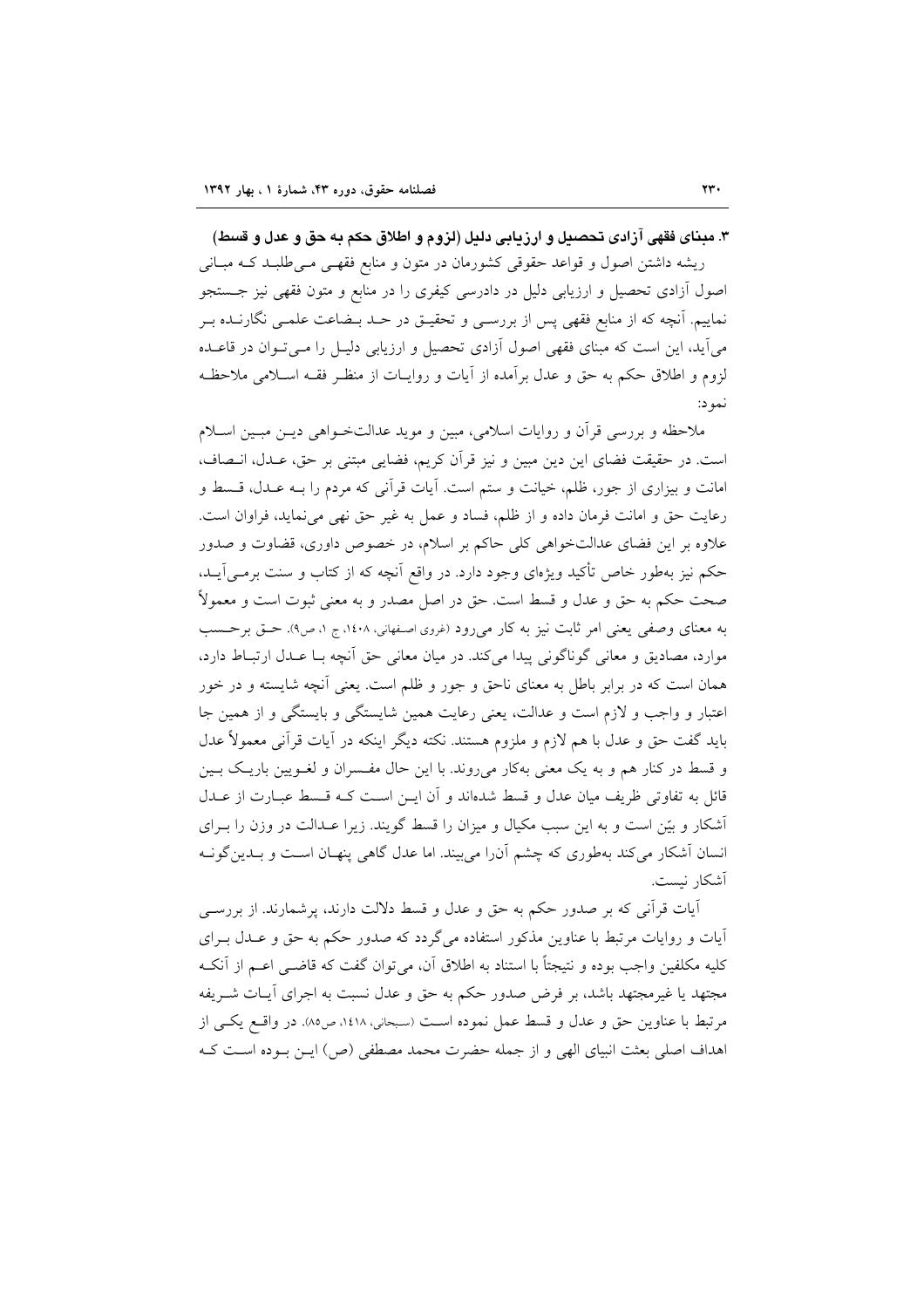### ۳. مبنای فقهی آزادی تحصیل و ارزیابی دلیل (لزوم و اطلاق حکم به حق و عدل و قسط)

ریشه داشتن اصول و قواعد حقوقی کشورمان در متون و منابع فقهی می‌طلبد که مبانی اصول آزادی تحصیل و ارزیابی دلیل در دادرسی کیفری را در منابع و متون فقهی نیز جستجو نماییم. آنچه که از منابع فقهی پس از بررسی و تحقیق در حد بضاعت علمی نگارنده بر می‌آید، این است که مبنای فقهی اصول آزادی تحصیل و ارزیابی دلیل را می‌توان در قاعده لزوم و اطلاق حکم به حق و عدل برآمده از آیات و روایات از منظر فقه اسلامی ملاحظه نمود:

ملاحظه و بررسی قرآن و روایات اسلامی، مبین و موید عدالت‌خواهی دین مبین اسلام است. در حقیقت فضای این دین مبین و نیز قرآن کریم، فضایی مبتنی بر حق، عدل، انصاف، امانت و بیزاری از جور، ظلم، خیانت و ستم است. آیات قرآنی که مردم را به عدل، قسط و رعایت حق و امانت فرمان داده و از ظلم، فساد و عمل به غیر حق نهی می‌نماید، فراوان است. علاوه بر این فضای عدالت‌خواهی کلی حاکم بر اسلام، در خصوص داوری، قضاوت و صدور حکم نیز به‌طور خاص تأکید ویژه‌ای وجود دارد. در واقع آنچه که از کتاب و سنت برمی‌آید، صحت حکم به حق و عدل و قسط است. حق در اصل مصدر و به معنی ثبوت است و معمولاً به معنای وصفی یعنی امر ثابت نیز به کار می‌رود (غروی اصفهانی، ۱۴۰۸، ج ۱، ص۹). حق برحسب موارد، مصادیق و معانی گوناگونی پیدا می‌کند. در میان معانی حق آنچه با عدل ارتباط دارد، همان است که در برابر باطل به معنای ناحق و جور و ظلم است. یعنی آنچه شایسته و در خور اعتبار و واجب و لازم است و عدالت، یعنی رعایت همین شایستگی و بایستگی و از همین جا باید گفت حق و عدل با هم لازم و ملزوم هستند. نکته دیگر اینکه در آیات قرآنی معمولاً عدل و قسط در کنار هم و به یک معنی به‌کار می‌روند. با این حال مفسران و لغویین باریک بین قائل به تفاوتی ظریف میان عدل و قسط شده‌اند و آن این است که قسط عبارت از عدل آشکار و بیّن است و به این سبب مکیال و میزان را قسط گویند. زیرا عدالت در وزن را برای انسان آشکار می‌کند به‌طوری که چشم آن‌را می‌بیند. اما عدل گاهی پنهان است و بدین‌گونه آشکار نیست.

آیات قرآنی که بر صدور حکم به حق و عدل و قسط دلالت دارند، پرشمارند. از بررسی آیات و روایات مرتبط با عناوین مذکور استفاده می‌گردد که صدور حکم به حق و عدل برای کلیه مکلفین واجب بوده و نتیجتاً با استناد به اطلاق آن، می‌توان گفت که قاضی اعم از آنکه مجتهد یا غیرمجتهد باشد، بر فرض صدور حکم به حق و عدل نسبت به اجرای آیات شریفه مرتبط با عناوین حق و عدل و قسط عمل نموده است (سبحانی، ۱۴۱۸، ص۸۵). در واقع یکی از اهداف اصلی بعثت انبیای الهی و از جمله حضرت محمد مصطفی (ص) این بوده است که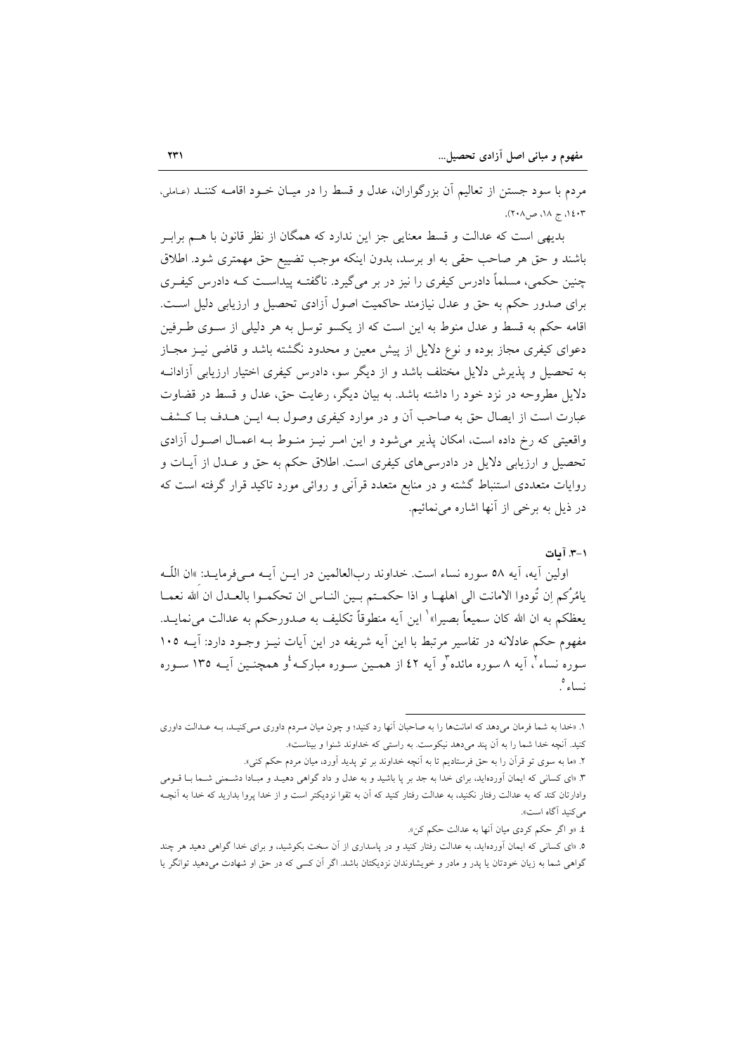مردم با سود جستن از تعالیم آن بزرگواران، عدل و قسط را در میـان خـود اقامـه کننـد (عاملی، ۱۴۰۳، ج ۱۸، ص۲۰۸).

بدیهی است که عدالت و قسط معنایی جز این ندارد که همگان از نظر قانون با هـم برابـر باشند و حق هر صاحب حقی به او برسد، بدون اینکه موجب تضییع حق مهمتری شود. اطلاق چنین حکمی، مسلماً دادرس کیفری را نیز در بر می‌گیرد. ناگفتـه پیداسـت کـه دادرس کیفـری برای صدور حکم به حق و عدل نیازمند حاکمیت اصول آزادی تحصیل و ارزیابی دلیل اسـت. اقامه حکم به قسط و عدل منوط به این است که از یکسو توسل به هر دلیلی از سـوی طـرفین دعوای کیفری مجاز بوده و نوع دلایل از پیش معین و محدود نگشته باشد و قاضی نیـز مجـاز به تحصیل و پذیرش دلایل مختلف باشد و از دیگر سو، دادرس کیفری اختیار ارزیابی آزادانـه دلایل مطروحه در نزد خود را داشته باشد. به بیان دیگر، رعایت حق، عدل و قسط در قضاوت عبارت است از ایصال حق به صاحب آن و در موارد کیفری وصول بـه ایـن هـدف بـا کـشف واقعیتی که رخ داده است، امکان پذیر می‌شود و این امـر نیـز منـوط بـه اعمـال اصـول آزادی تحصیل و ارزیابی دلایل در دادرسی‌های کیفری است. اطلاق حکم به حق و عـدل از آیـات و روایات متعددی استنباط گشته و در منابع متعدد قرآنی و روائی مورد تاکید قرار گرفته است که در ذیل به برخی از آنها اشاره می‌نمائیم.

### ۱-۳. آیات

اولین آیه، آیه ۵۸ سوره نساء است. خداوند رب‌العالمین در ایـن آیـه مـی‌فرمایـد: «ان اللّـه یامُرُکم اِن تُودوا الامانت الی اهلهـا و اذا حکمـتم بـین النـاس ان تحکمـوا بالعـدل ان الله نعمـا یعظکم به ان الله کان سمیعاً بصیرا»[۱] این آیه منطوقاً تکلیف به صدورحکم به عدالت می‌نمایـد. مفهوم حکم عادلانه در تفاسیر مرتبط با این آیه شریفه در این آیات نیـز وجـود دارد: آیـه ۱۰۵ سوره نساء[۲]، آیه ۸ سوره مائده[۳] و آیه ۴۲ از همـین سـوره مبارکـه[۴] و همچنـین آیـه ۱۳۵ سـوره نساء[۵].

---

۱. «خدا به شما فرمان می‌دهد که امانت‌ها را به صاحبان آنها رد کنید؛ و چون میان مـردم داوری مـی‌کنیـد، بـه عـدالت داوری کنید. آنچه خدا شما را به آن پند می‌دهد نیکوست. به راستی که خداوند شنوا و بیناست».

۲. «ما به سوی تو قرآن را به حق فرستادیم تا به آنچه خداوند بر تو پدید آورد، میان مردم حکم کنی».

۳. «ای کسانی که ایمان آورده‌اید، برای خدا به جد بر پا باشید و به عدل و داد گواهی دهیـد و مبـادا دشـمنی شـما بـا قـومی وادارتان کند که به عدالت رفتار نکنید، به عدالت رفتار کنید که آن به تقوا نزدیکتر است و از خدا پروا بدارید که خدا به آنچـه می‌کنید آگاه است».

۴. «و اگر حکم کردی میان آنها به عدالت حکم کن».

۵. «ای کسانی که ایمان آورده‌اید، به عدالت رفتار کنید و در پاسداری از آن سخت بکوشید، و برای خدا گواهی دهید هر چند گواهی شما به زیان خودتان یا پدر و مادر و خویشاوندان نزدیکتان باشد. اگر آن کسی که در حق او شهادت می‌دهید توانگر یا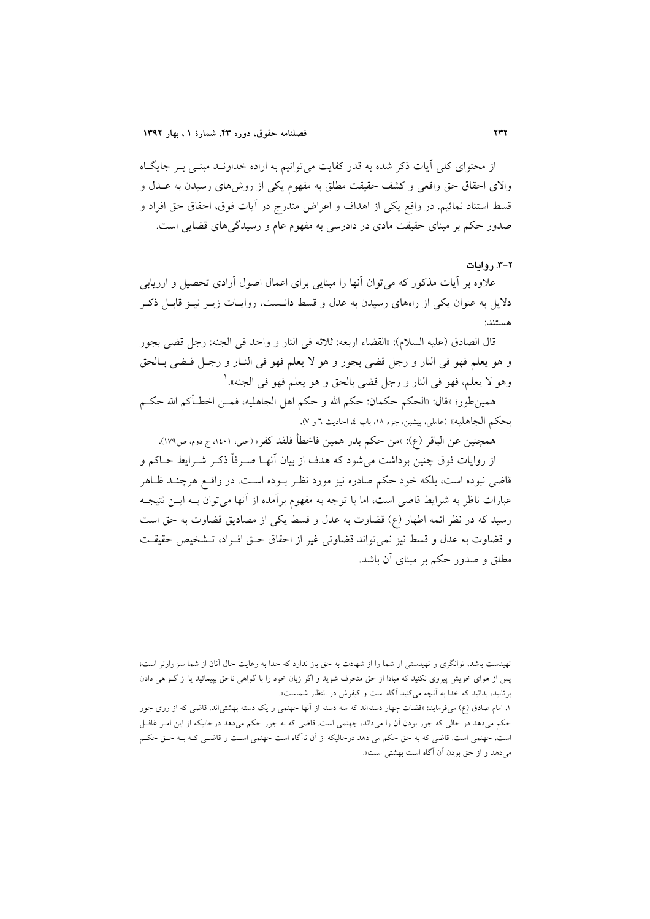از محتوای کلی آیات ذکر شده به قدر کفایت می‌توانیم به اراده خداوند مبنی بر جایگاه والای احقاق حق واقعی و کشف حقیقت مطلق به مفهوم یکی از روش‌های رسیدن به عدل و قسط استناد نمائیم. در واقع یکی از اهداف و اعراض مندرج در آیات فوق، احقاق حق افراد و صدور حکم بر مبنای حقیقت مادی در دادرسی به مفهوم عام و رسیدگی‌های قضایی است.

### ۲-۳. روایات

علاوه بر آیات مذکور که می‌توان آنها را مبنایی برای اعمال اصول آزادی تحصیل و ارزیابی دلایل به عنوان یکی از راههای رسیدن به عدل و قسط دانست، روایات زیر نیز قابل ذکر هستند:

قال الصادق (علیه السلام): «القضاء اربعه: ثلاثه فی النار و واحد فی الجنه: رجل قضی بجور و هو یعلم فهو فی النار و رجل قضی بجور و هو لا یعلم فهو فی النار و رجل قضی بالحق وهو لا یعلم، فهو فی النار و رجل قضی بالحق و هو یعلم فهو فی الجنه».[۱]

همین‌طور؛ «قال: «الحکم حکمان: حکم الله و حکم اهل الجاهلیه، فمن اخطأکم الله حکم بحکم الجاهلیه» (عاملی، پیشین، جزء ۱۸، باب ٤، احادیث ٦ و ۷).

همچنین عن الباقر (ع): «من حکم بدر همین فاخطأ فلقد کفر» (حلی، ۱٤۰۱، ج دوم، ص۱۷۹).

از روایات فوق چنین برداشت می‌شود که هدف از بیان آنها صرفاً ذکر شرایط حاکم و قاضی نبوده است، بلکه خود حکم صادره نیز مورد نظر بوده است. در واقع هرچند ظاهر عبارات ناظر به شرایط قاضی است، اما با توجه به مفهوم برآمده از آنها می‌توان به این نتیجه رسید که در نظر ائمه اطهار (ع) قضاوت به عدل و قسط یکی از مصادیق قضاوت به حق است و قضاوت به عدل و قسط نیز نمی‌تواند قضاوتی غیر از احقاق حق افراد، تشخیص حقیقت مطلق و صدور حکم بر مبنای آن باشد.

---

تهیدست باشد، توانگری و تهیدستی او شما را از شهادت به حق باز ندارد که خدا به رعایت حال آنان از شما سزاوارتر است؛ پس از هوای خویش پیروی نکنید که مبادا از حق منحرف شوید و اگر زبان خود را با گواهی ناحق بپیمائید یا از گواهی دادن برتابید، بدانید که خدا به آنچه می‌کنید آگاه است و کیفرش در انتظار شماست».

۱. امام صادق (ع) می‌فرماید: «قضات چهار دسته‌اند که سه دسته از آنها جهنمی و یک دسته بهشتی‌اند. قاضی که از روی جور حکم می‌دهد در حالی که جور بودن آن را می‌داند، جهنمی است. قاضی که به جور حکم می‌دهد درحالیکه از این امر غافل است، جهنمی است. قاضی که به حق حکم می دهد درحالیکه از آن ناآگاه است جهنمی است و قاضی که به حق حکم می‌دهد و از حق بودن آن آگاه است بهشتی است».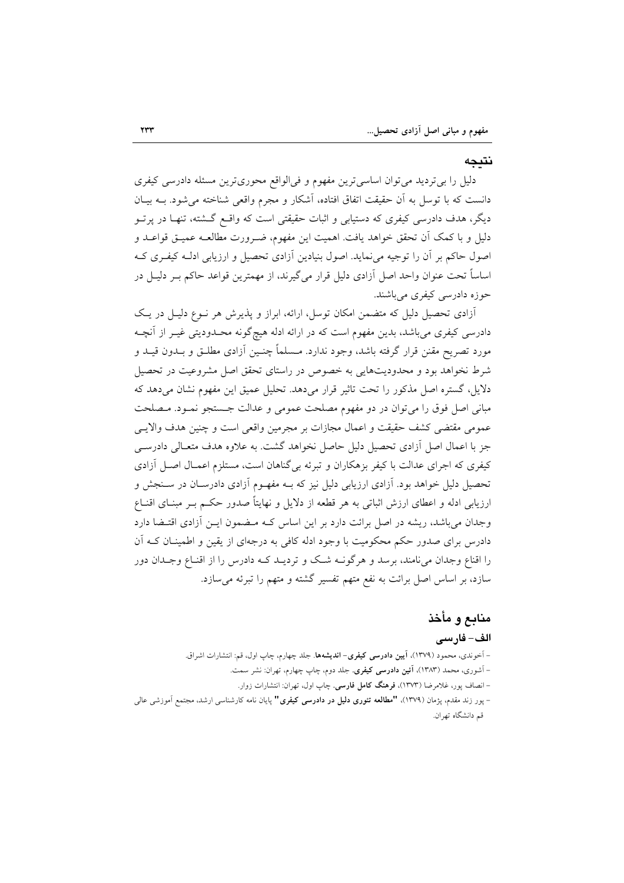## نتیجه

دلیل را بی‌تردید می‌توان اساسی‌ترین مفهوم و فی‌الواقع محوری‌ترین مسئله دادرسی کیفری دانست که با توسل به آن حقیقت اتفاق افتاده، آشکار و مجرم واقعی شناخته می‌شود. بـه بیـان دیگر، هدف دادرسی کیفری که دستیابی و اثبات حقیقتی است که واقـع گـشته، تنهـا در پرتـو دلیل و با کمک آن تحقق خواهد یافت. اهمیت این مفهوم، ضـرورت مطالعـه عمیـق قواعـد و اصول حاکم بر آن را توجیه می‌نماید. اصول بنیادین آزادی تحصیل و ارزیابی ادلـه کیفـری کـه اساساً تحت عنوان واحد اصل آزادی دلیل قرار می‌گیرند، از مهمترین قواعد حاکم بـر دلیـل در حوزه دادرسی کیفری می‌باشند.

آزادی تحصیل دلیل که متضمن امکان توسل، ارائه، ابراز و پذیرش هر نـوع دلیـل در یـک دادرسی کیفری می‌باشد، بدین مفهوم است که در ارائه ادله هیچ‌گونه محـدودیتی غیـر از آنچـه مورد تصریح مقنن قرار گرفته باشد، وجود ندارد. مـسلماً چنـین آزادی مطلـق و بـدون قیـد و شرط نخواهد بود و محدودیت‌هایی به خصوص در راستای تحقق اصل مشروعیت در تحصیل دلایل، گستره اصل مذکور را تحت تاثیر قرار می‌دهد. تحلیل عمیق این مفهوم نشان می‌دهد که مبانی اصل فوق را می‌توان در دو مفهوم مصلحت عمومی و عدالت جـستجو نمـود. مـصلحت عمومی مقتضی کشف حقیقت و اعمال مجازات بر مجرمین واقعی است و چنین هدف والایـی جز با اعمال اصل آزادی تحصیل دلیل حاصل نخواهد گشت. به علاوه هدف متعـالی دادرسـی کیفری که اجرای عدالت با کیفر بزهکاران و تبرئه بی‌گناهان است، مستلزم اعمـال اصـل آزادی تحصیل دلیل خواهد بود. آزادی ارزیابی دلیل نیز که بـه مفهـوم آزادی دادرسـان در سـنجش و ارزیابی ادله و اعطای ارزش اثباتی به هر قطعه از دلایل و نهایتاً صدور حکـم بـر مبنـای اقنـاع وجدان می‌باشد، ریشه در اصل برائت دارد بر این اساس کـه مـضمون ایـن آزادی اقتـضا دارد دادرس برای صدور حکم محکومیت با وجود ادله کافی به درجه‌ای از یقین و اطمینـان کـه آن را اقناع وجدان می‌نامند، برسد و هرگونـه شـک و تردیـد کـه دادرس را از اقنـاع وجـدان دور سازد، بر اساس اصل برائت به نفع متهم تفسیر گشته و متهم را تبرئه می‌سازد.

## منابع و مأخذ

### الف- فارسی

- آخوندی، محمود (۱۳۷۹)، **آیین دادرسی کیفری- اندیشه‌ها**. جلد چهارم، چاپ اول، قم: انتشارات اشراق.
- آشوری، محمد (۱۳۸۳)، **آئین دادرسی کیفری**. جلد دوم، چاپ چهارم، تهران: نشر سمت.
- انصاف پور، غلامرضا (۱۳۷۳)، **فرهنگ کامل فارسی**. چاپ اول، تهران: انتشارات زوار.
- پور زند مقدم، پژمان (۱۳۷۹)، **"مطالعه تئوری دلیل در دادرسی کیفری"** پایان نامه کارشناسی ارشد، مجتمع آموزشی عالی قم دانشگاه تهران.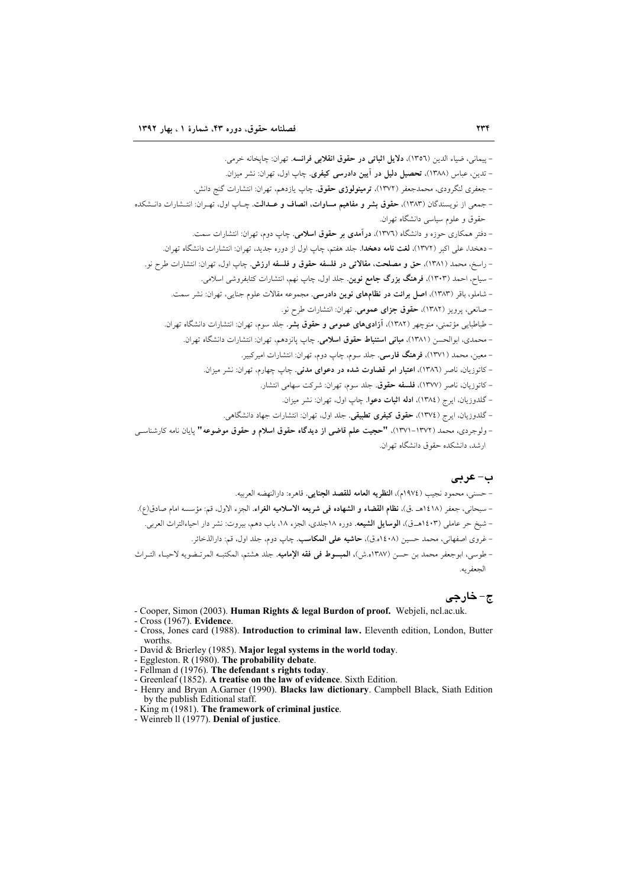- پیمانی، ضیاء الدین (۱۳۵۶)، **دلایل اثباتی در حقوق انقلابی فرانسه**. تهران: چاپخانه خرمی.
- تدین، عباس (۱۳۸۸)، **تحصیل دلیل در آیین دادرسی کیفری**. چاپ اول، تهران: نشر میزان.
- جعفری لنگرودی، محمدجعفر (۱۳۷۲)، **ترمینولوژی حقوق**. چاپ یازدهم، تهران: انتشارات گنج دانش.
- جمعی از نویسندگان (۱۳۸۳)، **حقوق بشر و مفاهیم مساوات، انصاف و عدالت**. چاپ اول، تهران: انتشارات دانشکده حقوق و علوم سیاسی دانشگاه تهران.
- دفتر همکاری حوزه و دانشگاه (۱۳۷۶)، **درآمدی بر حقوق اسلامی**. چاپ دوم، تهران: انتشارات سمت.
- دهخدا، علی اکبر (۱۳۷۲)، **لغت نامه دهخدا**. جلد هفتم، چاپ اول از دوره جدید، تهران: انتشارات دانشگاه تهران.
- راسخ، محمد (۱۳۸۱)، **حق و مصلحت، مقالاتی در فلسفه حقوق و فلسفه ارزش**. چاپ اول، تهران: انتشارات طرح نو.
- سیاح، احمد (۱۳۰۳)، **فرهنگ بزرگ جامع نوین**. جلد اول، چاپ نهم، انتشارات کتابفروشی اسلامی.
- شاملو، باقر (۱۳۸۳)، **اصل برائت در نظام‌های نوین دادرسی**. مجموعه مقالات علوم جنایی، تهران: نشر سمت.
- صانعی، پرویز (۱۳۸۲)، **حقوق جزای عمومی**. تهران: انتشارات طرح نو.
- طباطبایی مؤتمنی، منوچهر (۱۳۸۲)، **آزادی‌های عمومی و حقوق بشر**. جلد سوم، تهران: انتشارات دانشگاه تهران.
- محمدی، ابوالحسن (۱۳۸۱)، **مبانی استنباط حقوق اسلامی**. چاپ پانزدهم، تهران: انتشارات دانشگاه تهران.
- معین، محمد (۱۳۷۱)، **فرهنگ فارسی**. جلد سوم، چاپ دوم، تهران: انتشارات امیرکبیر.
- کاتوزیان، ناصر (۱۳۸۶)، **اعتبار امر قضاوت شده در دعوای مدنی**. چاپ چهارم، تهران: نشر میزان.
- کاتوزیان، ناصر (۱۳۷۷)، **فلسفه حقوق**. جلد سوم، تهران: شرکت سهامی انتشار.
- گلدوزیان، ایرج (۱۳۸٤)، **ادله اثبات دعوا**. چاپ اول، تهران: نشر میزان.
- گلدوزیان، ایرج (۱۳۷٤)، **حقوق کیفری تطبیقی**. جلد اول، تهران: انتشارات جهاد دانشگاهی.
- ولوجردی، محمد (۱۳۷۲-۱۳۷۱)، **"حجیت علم قاضی از دیدگاه حقوق اسلام و حقوق موضوعه"** پایان نامه کارشناسی ارشد، دانشکده حقوق دانشگاه تهران.

## ب- عربی

- حسنی، محمود نجیب (۱۹۷٤م)، **النظریه العامه للقصد الجنایی**. قاهره: دارالنهضه العربیه.
- سبحانی، جعفر (۱٤۱۸هـ .ق)، **نظام القضاء و الشهاده فی شریعه الاسلامیه الغراء**. الجزء الاول، قم: مؤسسه امام صادق(ع).
- شیخ حر عاملی (۱٤۰۳هـ.ق)، **الوسایل الشیعه**. دوره ۱۸جلدی، الجزء ۱۸، باب دهم، بیروت: نشر دار احیاءالتراث العربی.
- غروی اصفهانی، محمد حسین (۱٤۰۸ه.ق)، **حاشیه علی المکاسب**. چاپ دوم، جلد اول، قم: دارالذخائر.
- طوسی، ابوجعفر محمد بن حسن (۱۳۸۷ه.ش)، **المبسوط فی فقه الإمامیه**. جلد هشتم، المکتبه المرتضویه لاحیاء التراث الجعفریه.

## ج- خارجی

- Cooper, Simon (2003). **Human Rights & legal Burdon of proof.** Webjeli, ncl.ac.uk.
- Cross (1967). **Evidence**.
- Cross, Jones card (1988). **Introduction to criminal law.** Eleventh edition, London, Butter worths.
- David & Brierley (1985). **Major legal systems in the world today**.
- Eggleston. R (1980). **The probability debate**.
- Fellman d (1976). **The defendant s rights today**.
- Greenleaf (1852). **A treatise on the law of evidence**. Sixth Edition.
- Henry and Bryan A.Garner (1990). **Blacks law dictionary**. Campbell Black, Siath Edition by the publish Editional staff.
- King m (1981). **The framework of criminal justice**.
- Weinreb ll (1977). **Denial of justice**.